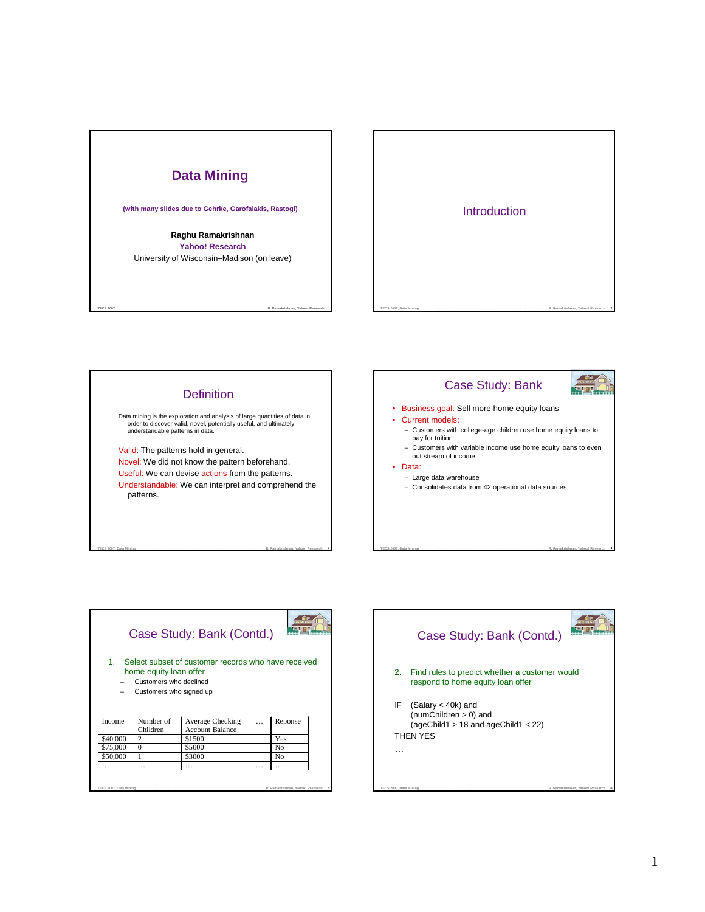# Data Mining

**(with many slides due to Gehrke, Garofalakis, Rastogi)**

**Raghu Ramakrishnan**
**Yahoo! Research**
University of Wisconsin–Madison (on leave)

## Introduction

## Definition

Data mining is the exploration and analysis of large quantities of data in order to discover valid, novel, potentially useful, and ultimately understandable patterns in data.

Valid: The patterns hold in general.
Novel: We did not know the pattern beforehand.
Useful: We can devise actions from the patterns.
Understandable: We can interpret and comprehend the patterns.

## Case Study: Bank

- Business goal: Sell more home equity loans
- Current models:
  - Customers with college-age children use home equity loans to pay for tuition
  - Customers with variable income use home equity loans to even out stream of income
- Data:
  - Large data warehouse
  - Consolidates data from 42 operational data sources

## Case Study: Bank (Contd.)

1. Select subset of customer records who have received home equity loan offer
   - Customers who declined
   - Customers who signed up

| Income | Number of Children | Average Checking Account Balance | … | Reponse |
|---|---|---|---|---|
| $40,000 | 2 | $1500 | | Yes |
| $75,000 | 0 | $5000 | | No |
| $50,000 | 1 | $3000 | | No |
| … | … | … | … | … |

## Case Study: Bank (Contd.)

2. Find rules to predict whether a customer would respond to home equity loan offer

IF (Salary < 40k) and
(numChildren > 0) and
(ageChild1 > 18 and ageChild1 < 22)
THEN YES

…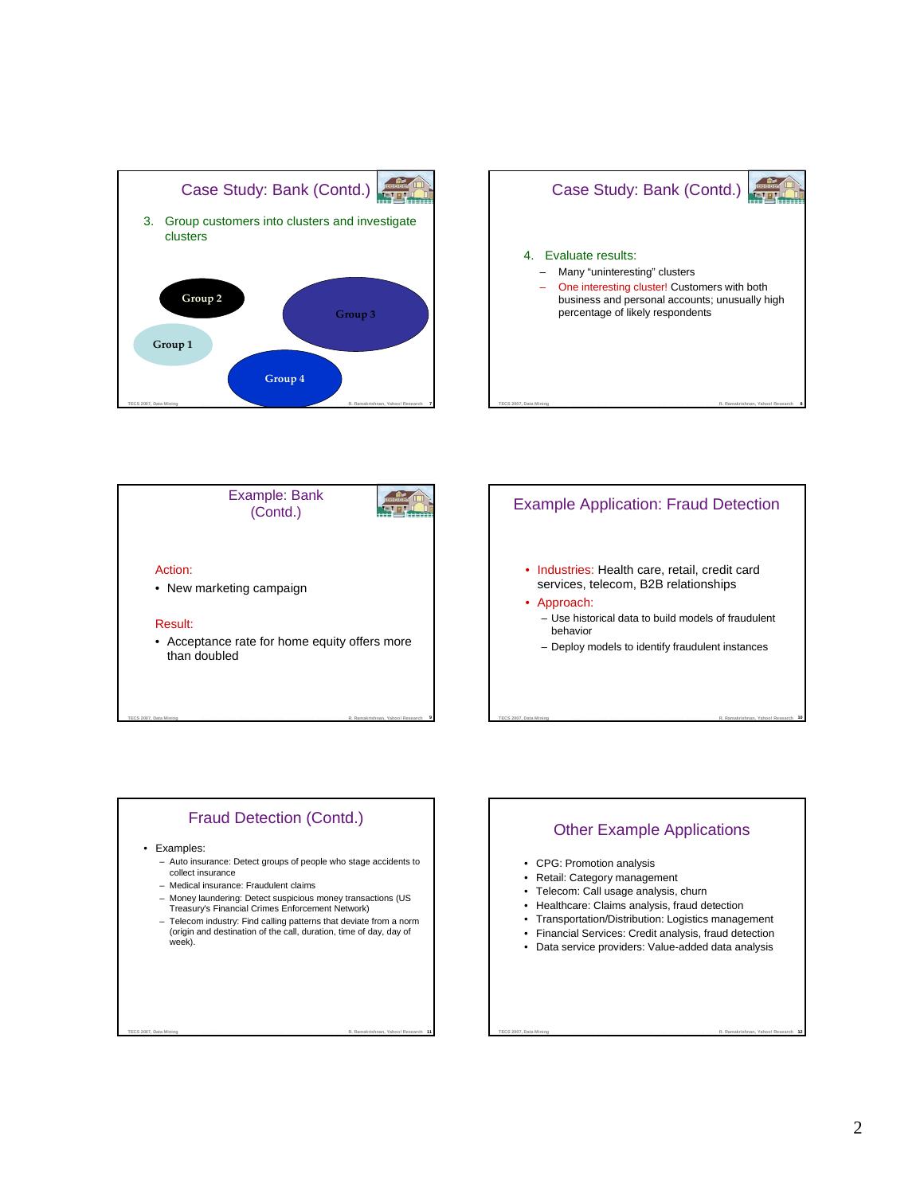## Case Study: Bank (Contd.)

3. Group customers into clusters and investigate clusters

Group 2

Group 3

Group 1

Group 4

## Case Study: Bank (Contd.)

4. Evaluate results:
   - Many "uninteresting" clusters
   - One interesting cluster! Customers with both business and personal accounts; unusually high percentage of likely respondents

## Example: Bank (Contd.)

Action:

- New marketing campaign

Result:

- Acceptance rate for home equity offers more than doubled

## Example Application: Fraud Detection

- Industries: Health care, retail, credit card services, telecom, B2B relationships
- Approach:
  - Use historical data to build models of fraudulent behavior
  - Deploy models to identify fraudulent instances

## Fraud Detection (Contd.)

- Examples:
  - Auto insurance: Detect groups of people who stage accidents to collect insurance
  - Medical insurance: Fraudulent claims
  - Money laundering: Detect suspicious money transactions (US Treasury's Financial Crimes Enforcement Network)
  - Telecom industry: Find calling patterns that deviate from a norm (origin and destination of the call, duration, time of day, day of week).

## Other Example Applications

- CPG: Promotion analysis
- Retail: Category management
- Telecom: Call usage analysis, churn
- Healthcare: Claims analysis, fraud detection
- Transportation/Distribution: Logistics management
- Financial Services: Credit analysis, fraud detection
- Data service providers: Value-added data analysis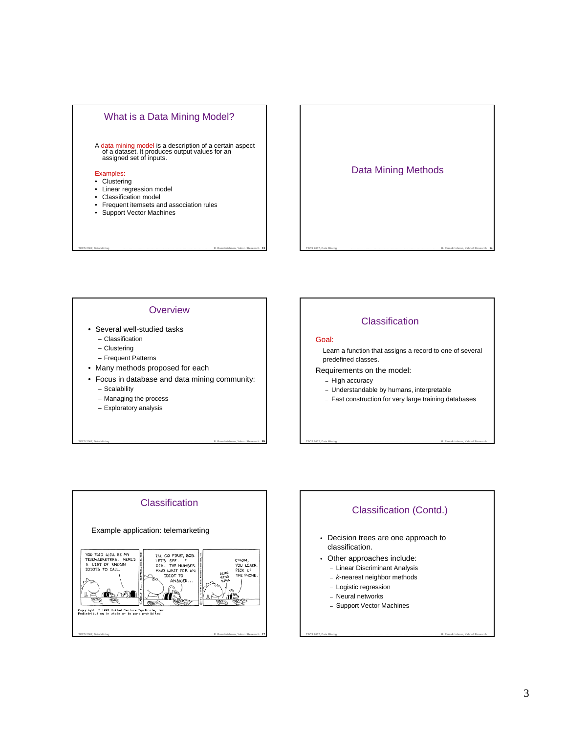## What is a Data Mining Model?

A data mining model is a description of a certain aspect of a dataset. It produces output values for an assigned set of inputs.

Examples:

- Clustering
- Linear regression model
- Classification model
- Frequent itemsets and association rules
- Support Vector Machines

## Data Mining Methods

## Overview

- Several well-studied tasks
  - Classification
  - Clustering
  - Frequent Patterns
- Many methods proposed for each
- Focus in database and data mining community:
  - Scalability
  - Managing the process
  - Exploratory analysis

## Classification

Goal:

Learn a function that assigns a record to one of several predefined classes.

Requirements on the model:

- High accuracy
- Understandable by humans, interpretable
- Fast construction for very large training databases

## Classification

Example application: telemarketing

YOU TWO WILL BE MY TELEMARKETERS. HERE'S A LIST OF KNOWN IDIOTS TO CALL.

I'LL GO FIRST, BOB. LET'S SEE... I DIAL THE NUMBER AND WAIT FOR AN IDIOT TO ANSWER...

RING RING RING

C'MON, YOU LOSER. PICK UP THE PHONE.

Copyright © 1997 United Feature Syndicate, Inc. Redistribution in whole or in part prohibited

## Classification (Contd.)

- Decision trees are one approach to classification.
- Other approaches include:
  - Linear Discriminant Analysis
  - *k*-nearest neighbor methods
  - Logistic regression
  - Neural networks
  - Support Vector Machines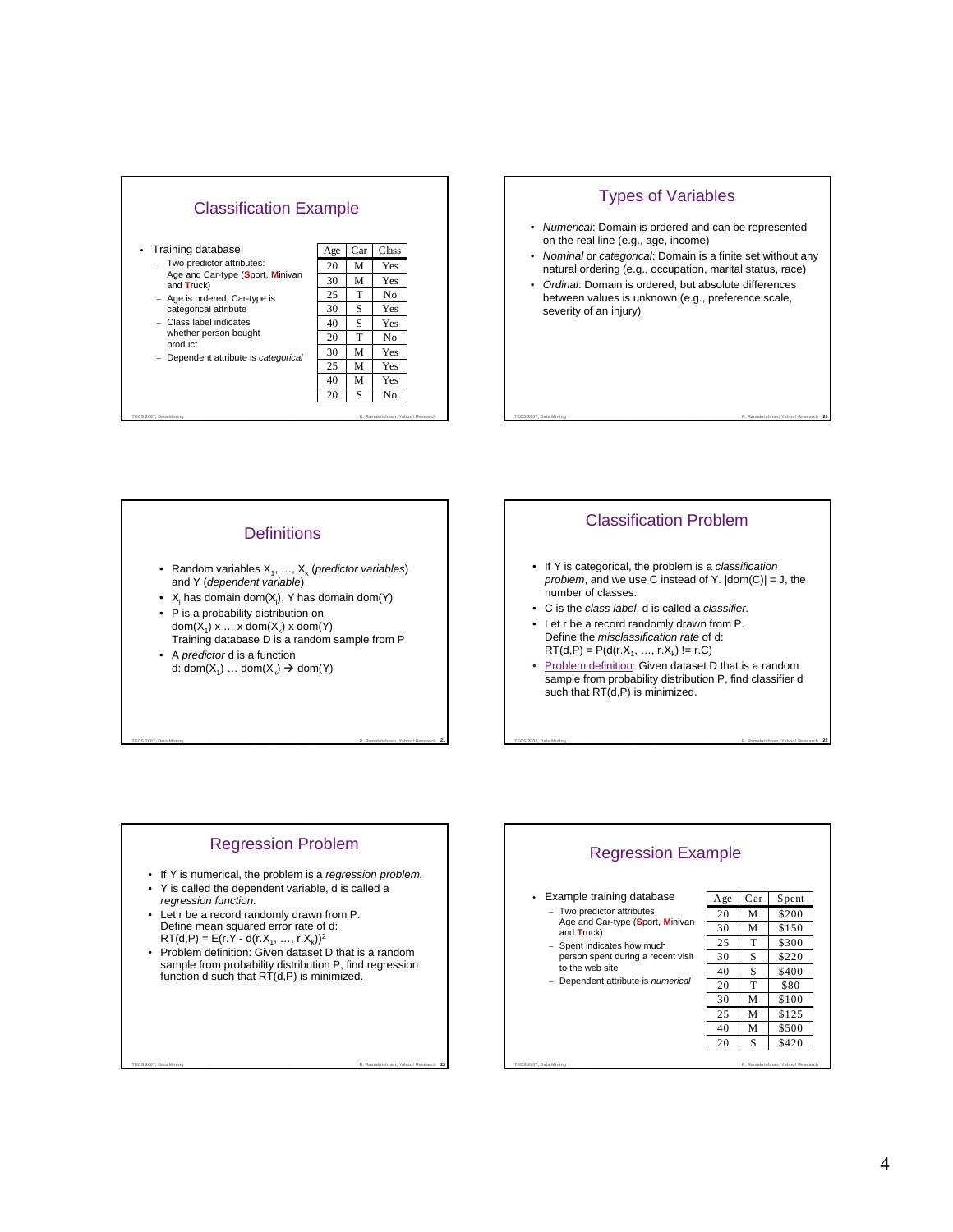## Classification Example

- Training database:
  - Two predictor attributes: Age and Car-type (**S**port, **M**inivan and **T**ruck)
  - Age is ordered, Car-type is categorical attribute
  - Class label indicates whether person bought product
  - Dependent attribute is *categorical*

| Age | Car | Class |
|---|---|---|
| 20 | M | Yes |
| 30 | M | Yes |
| 25 | T | No |
| 30 | S | Yes |
| 40 | S | Yes |
| 20 | T | No |
| 30 | M | Yes |
| 25 | M | Yes |
| 40 | M | Yes |
| 20 | S | No |

## Types of Variables

- *Numerical*: Domain is ordered and can be represented on the real line (e.g., age, income)
- *Nominal* or *categorical*: Domain is a finite set without any natural ordering (e.g., occupation, marital status, race)
- *Ordinal*: Domain is ordered, but absolute differences between values is unknown (e.g., preference scale, severity of an injury)

## Definitions

- Random variables $X_1, \ldots, X_k$ (*predictor variables*) and Y (*dependent variable*)
- $X_i$ has domain $dom(X_i)$, Y has domain dom(Y)
- P is a probability distribution on $dom(X_1) \times \ldots \times dom(X_k) \times dom(Y)$
  Training database D is a random sample from P
- A *predictor* d is a function
  $d: dom(X_1) \ldots dom(X_k) \rightarrow dom(Y)$

## Classification Problem

- If Y is categorical, the problem is a *classification problem*, and we use C instead of Y. |dom(C)| = J, the number of classes.
- C is the *class label*, d is called a *classifier.*
- Let r be a record randomly drawn from P.
  Define the *misclassification rate* of d:
  $RT(d,P) = P(d(r.X_1, \ldots, r.X_k) \neq r.C)$
- Problem definition: Given dataset D that is a random sample from probability distribution P, find classifier d such that RT(d,P) is minimized.

## Regression Problem

- If Y is numerical, the problem is a *regression problem.*
- Y is called the dependent variable, d is called a *regression function.*
- Let r be a record randomly drawn from P.
  Define mean squared error rate of d:
  $RT(d,P) = E(r.Y - d(r.X_1, \ldots, r.X_k))^2$
- Problem definition: Given dataset D that is a random sample from probability distribution P, find regression function d such that RT(d,P) is minimized.

## Regression Example

- Example training database
  - Two predictor attributes: Age and Car-type (**S**port, **M**inivan and **T**ruck)
  - Spent indicates how much person spent during a recent visit to the web site
  - Dependent attribute is *numerical*

| Age | Car | Spent |
|---|---|---|
| 20 | M | $200 |
| 30 | M | $150 |
| 25 | T | $300 |
| 30 | S | $220 |
| 40 | S | $400 |
| 20 | T | $80 |
| 30 | M | $100 |
| 25 | M | $125 |
| 40 | M | $500 |
| 20 | S | $420 |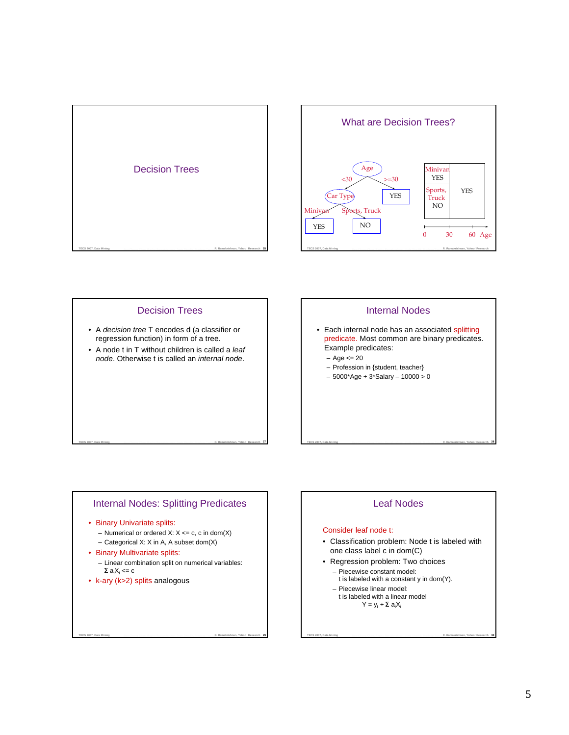# Decision Trees

## What are Decision Trees?

Age
- <30 → Car Type
  - Minivan → YES
  - Sports, Truck → NO
- >=30 → YES

| Minivan YES / Sports, Truck NO | YES |
|---|---|

0 30 60 Age

## Decision Trees

- A *decision tree* T encodes d (a classifier or regression function) in form of a tree.
- A node t in T without children is called a *leaf node*. Otherwise t is called an *internal node*.

## Internal Nodes

- Each internal node has an associated splitting predicate. Most common are binary predicates. Example predicates:
  - Age <= 20
  - Profession in {student, teacher}
  - 5000*Age + 3*Salary – 10000 > 0

## Internal Nodes: Splitting Predicates

- Binary Univariate splits:
  - Numerical or ordered X: X <= c, c in dom(X)
  - Categorical X: X in A, A subset dom(X)
- Binary Multivariate splits:
  - Linear combination split on numerical variables: $\Sigma\, a_i X_i \le c$
- k-ary (k>2) splits analogous

## Leaf Nodes

Consider leaf node t:

- Classification problem: Node t is labeled with one class label c in dom(C)
- Regression problem: Two choices
  - Piecewise constant model: t is labeled with a constant y in dom(Y).
  - Piecewise linear model: t is labeled with a linear model $Y = y_t + \Sigma\, a_i X_i$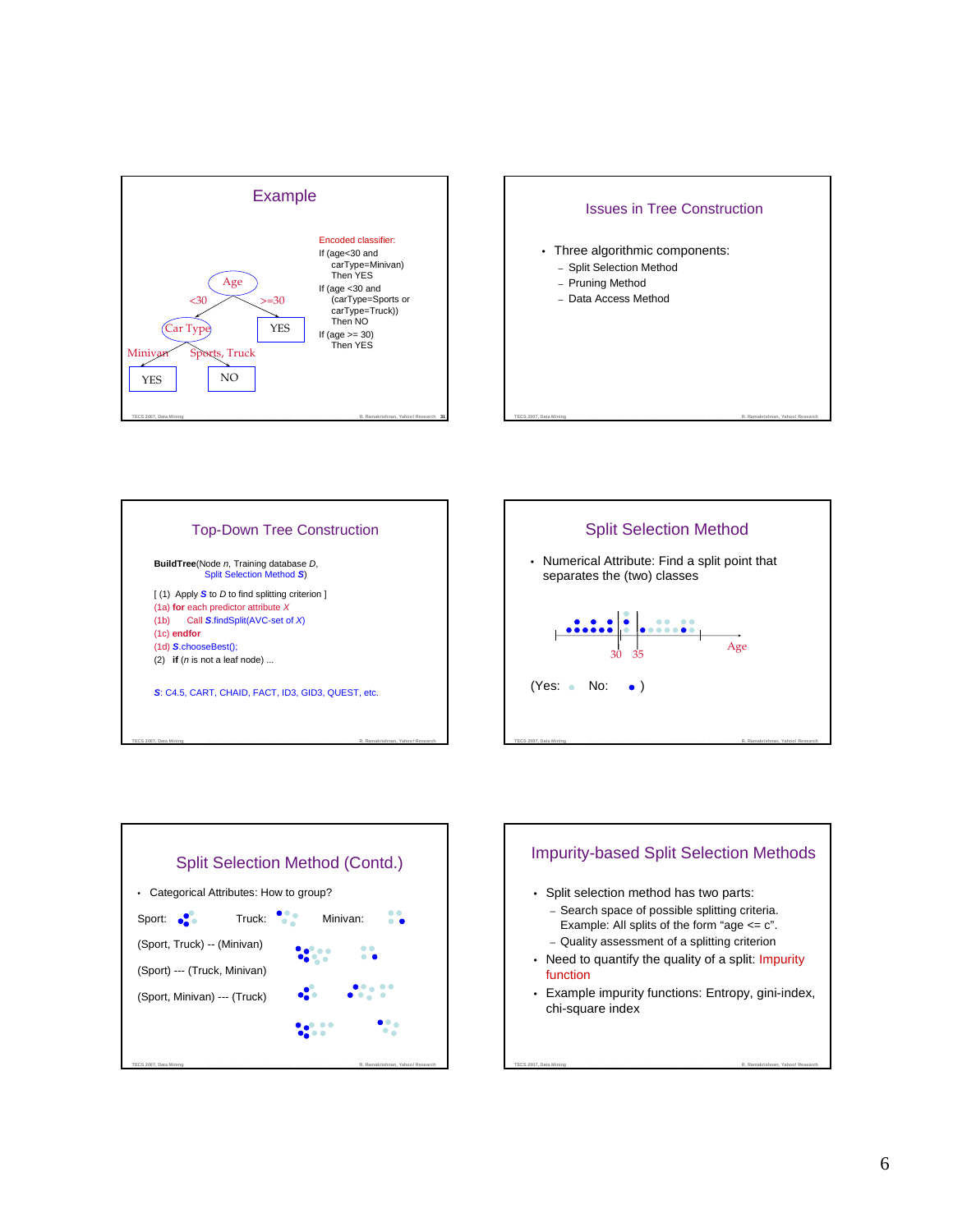## Example

Encoded classifier:

If (age<30 and
carType=Minivan)
Then YES

If (age <30 and
(carType=Sports or
carType=Truck))
Then NO

If (age >= 30)
Then YES

Age: <30 → Car Type; >=30 → YES

Car Type: Minivan → YES; Sports, Truck → NO

## Issues in Tree Construction

- Three algorithmic components:
  - Split Selection Method
  - Pruning Method
  - Data Access Method

## Top-Down Tree Construction

**BuildTree**(Node *n*, Training database *D*,
Split Selection Method ***S***)

[ (1) Apply ***S*** to *D* to find splitting criterion ]
(1a) **for** each predictor attribute *X*
(1b) Call ***S***.findSplit(AVC-set of *X*)
(1c) **endfor**
(1d) ***S***.chooseBest();
(2) **if** (*n* is not a leaf node) ...

***S***: C4.5, CART, CHAID, FACT, ID3, GID3, QUEST, etc.

## Split Selection Method

- Numerical Attribute: Find a split point that separates the (two) classes

30 35 Age

(Yes: ● No: ● )

## Split Selection Method (Contd.)

- Categorical Attributes: How to group?

Sport: Truck: Minivan:

(Sport, Truck) -- (Minivan)

(Sport) --- (Truck, Minivan)

(Sport, Minivan) --- (Truck)

## Impurity-based Split Selection Methods

- Split selection method has two parts:
  - Search space of possible splitting criteria. Example: All splits of the form "age <= c".
  - Quality assessment of a splitting criterion
- Need to quantify the quality of a split: Impurity function
- Example impurity functions: Entropy, gini-index, chi-square index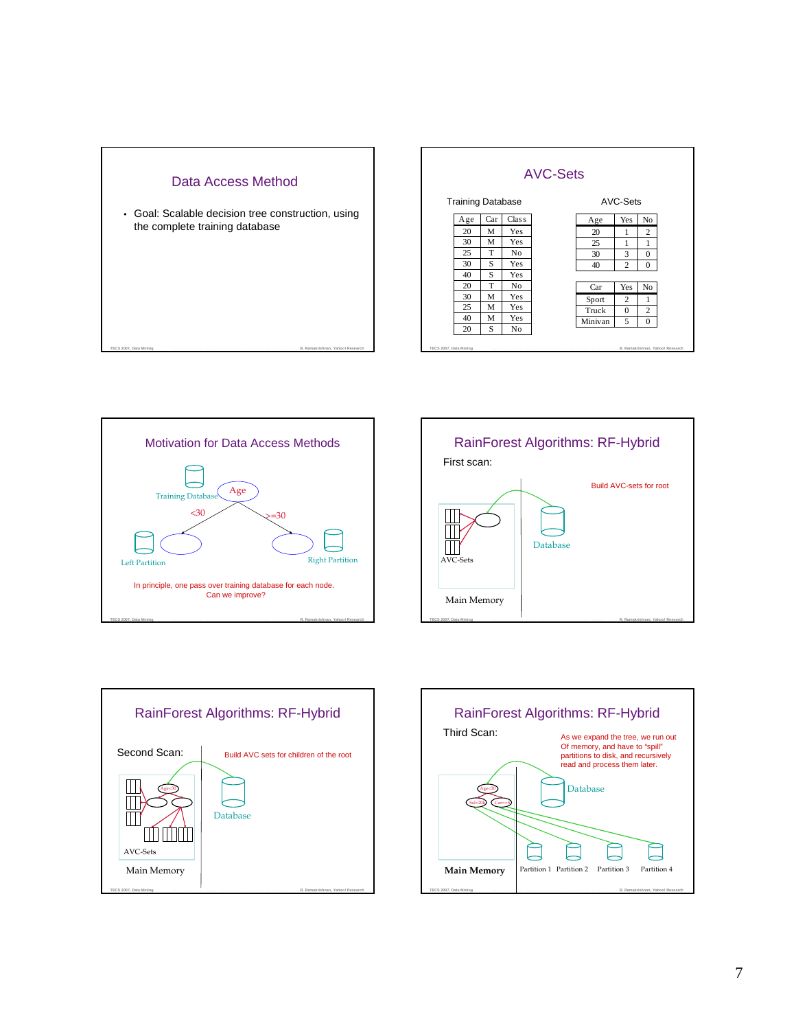## Data Access Method

- Goal: Scalable decision tree construction, using the complete training database

## AVC-Sets

Training Database

| Age | Car | Class |
|---|---|---|
| 20 | M | Yes |
| 30 | M | Yes |
| 25 | T | No |
| 30 | S | Yes |
| 40 | S | Yes |
| 20 | T | No |
| 30 | M | Yes |
| 25 | M | Yes |
| 40 | M | Yes |
| 20 | S | No |

AVC-Sets

| Age | Yes | No |
|---|---|---|
| 20 | 1 | 2 |
| 25 | 1 | 1 |
| 30 | 3 | 0 |
| 40 | 2 | 0 |

| Car | Yes | No |
|---|---|---|
| Sport | 2 | 1 |
| Truck | 0 | 2 |
| Minivan | 5 | 0 |

## Motivation for Data Access Methods

Training Database — Age — <30 — >=30 — Left Partition — Right Partition

In principle, one pass over training database for each node. Can we improve?

## RainForest Algorithms: RF-Hybrid

First scan:

Build AVC-sets for root

AVC-Sets — Database — Main Memory

## RainForest Algorithms: RF-Hybrid

Second Scan:

Build AVC sets for children of the root

Age<30 — AVC-Sets — Database — Main Memory

## RainForest Algorithms: RF-Hybrid

Third Scan:

As we expand the tree, we run out Of memory, and have to "spill" partitions to disk, and recursively read and process them later.

Age<30 — Sal<20k — Car==S — Database — Main Memory — Partition 1 — Partition 2 — Partition 3 — Partition 4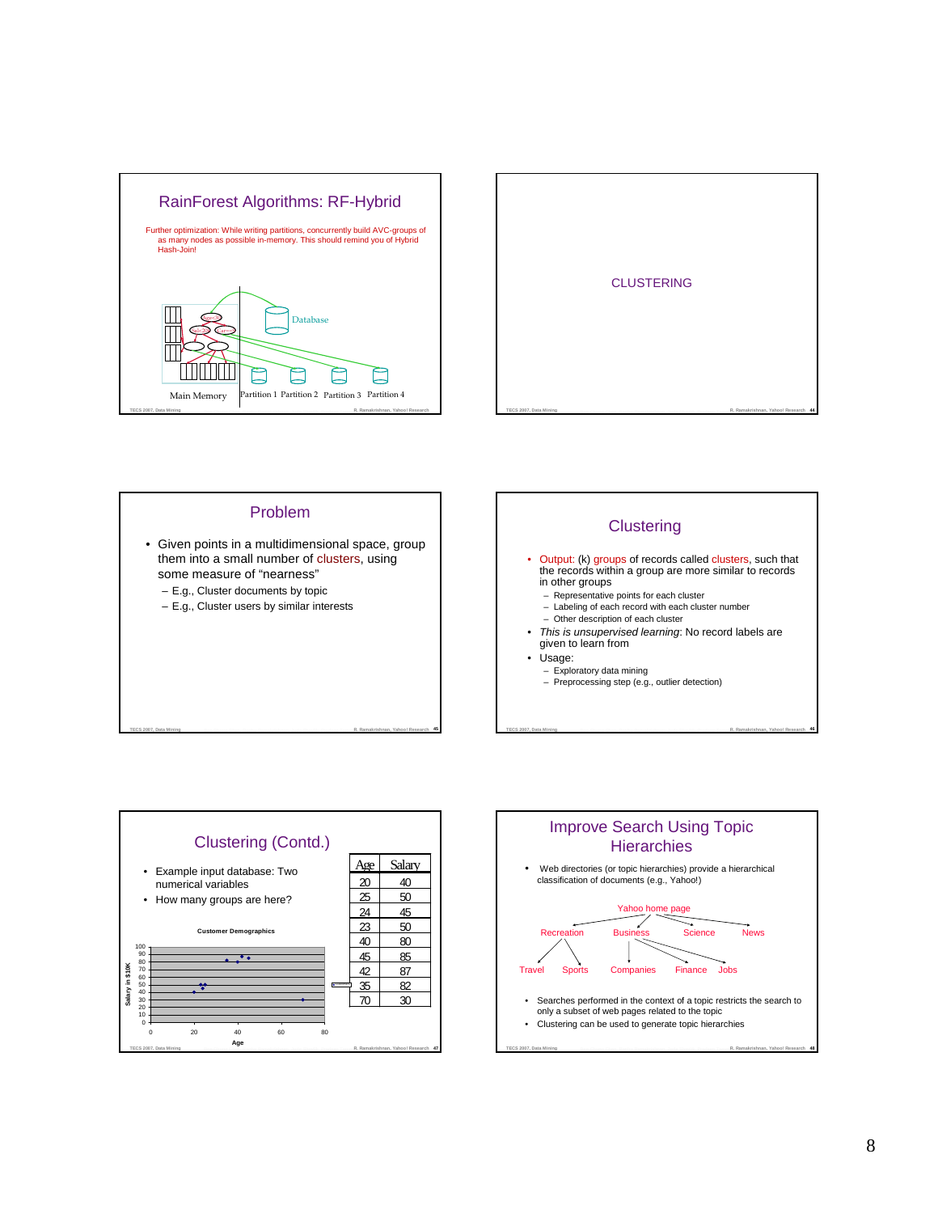## RainForest Algorithms: RF-Hybrid

Further optimization: While writing partitions, concurrently build AVC-groups of as many nodes as possible in-memory. This should remind you of Hybrid Hash-Join!

Database

Main Memory | Partition 1 | Partition 2 | Partition 3 | Partition 4

---

## CLUSTERING

---

## Problem

- Given points in a multidimensional space, group them into a small number of clusters, using some measure of "nearness"
  - E.g., Cluster documents by topic
  - E.g., Cluster users by similar interests

---

## Clustering

- Output: (k) groups of records called clusters, such that the records within a group are more similar to records in other groups
  - Representative points for each cluster
  - Labeling of each record with each cluster number
  - Other description of each cluster
- *This is unsupervised learning*: No record labels are given to learn from
- Usage:
  - Exploratory data mining
  - Preprocessing step (e.g., outlier detection)

---

## Clustering (Contd.)

- Example input database: Two numerical variables
- How many groups are here?

| Age | Salary |
|---|---|
| 20 | 40 |
| 25 | 50 |
| 24 | 45 |
| 23 | 50 |
| 40 | 80 |
| 45 | 85 |
| 42 | 87 |
| 35 | 82 |
| 70 | 30 |

Customer Demographics (chart: Age vs. Salary in $10K)

---

## Improve Search Using Topic Hierarchies

- Web directories (or topic hierarchies) provide a hierarchical classification of documents (e.g., Yahoo!)

Yahoo home page → Recreation (Travel, Sports), Business (Companies, Finance, Jobs), Science, News

- Searches performed in the context of a topic restricts the search to only a subset of web pages related to the topic
- Clustering can be used to generate topic hierarchies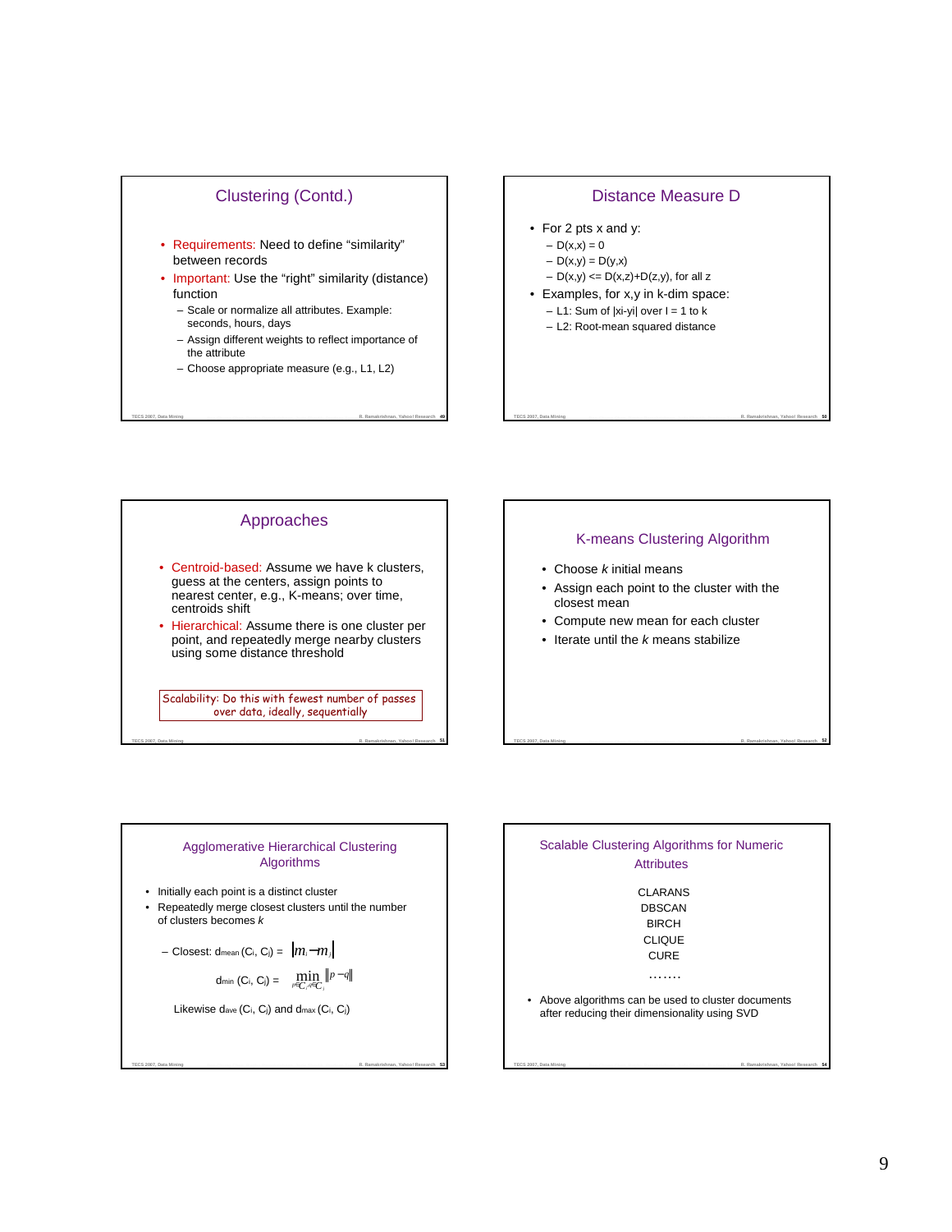## Clustering (Contd.)

- Requirements: Need to define "similarity" between records
- Important: Use the "right" similarity (distance) function
  - Scale or normalize all attributes. Example: seconds, hours, days
  - Assign different weights to reflect importance of the attribute
  - Choose appropriate measure (e.g., L1, L2)

## Distance Measure D

- For 2 pts x and y:
  - D(x,x) = 0
  - D(x,y) = D(y,x)
  - D(x,y) <= D(x,z)+D(z,y), for all z
- Examples, for x,y in k-dim space:
  - L1: Sum of |xi-yi| over I = 1 to k
  - L2: Root-mean squared distance

## Approaches

- Centroid-based: Assume we have k clusters, guess at the centers, assign points to nearest center, e.g., K-means; over time, centroids shift
- Hierarchical: Assume there is one cluster per point, and repeatedly merge nearby clusters using some distance threshold

Scalability: Do this with fewest number of passes over data, ideally, sequentially

## K-means Clustering Algorithm

- Choose *k* initial means
- Assign each point to the cluster with the closest mean
- Compute new mean for each cluster
- Iterate until the *k* means stabilize

## Agglomerative Hierarchical Clustering Algorithms

- Initially each point is a distinct cluster
- Repeatedly merge closest clusters until the number of clusters becomes *k*

  – Closest: $d_{mean}(C_i, C_j) = |m_i - m_j|$

  $d_{min}(C_i, C_j) = \min_{p \in C_i, q \in C_j} \|p - q\|$

  Likewise $d_{ave}(C_i, C_j)$ and $d_{max}(C_i, C_j)$

## Scalable Clustering Algorithms for Numeric Attributes

CLARANS
DBSCAN
BIRCH
CLIQUE
CURE
…….

- Above algorithms can be used to cluster documents after reducing their dimensionality using SVD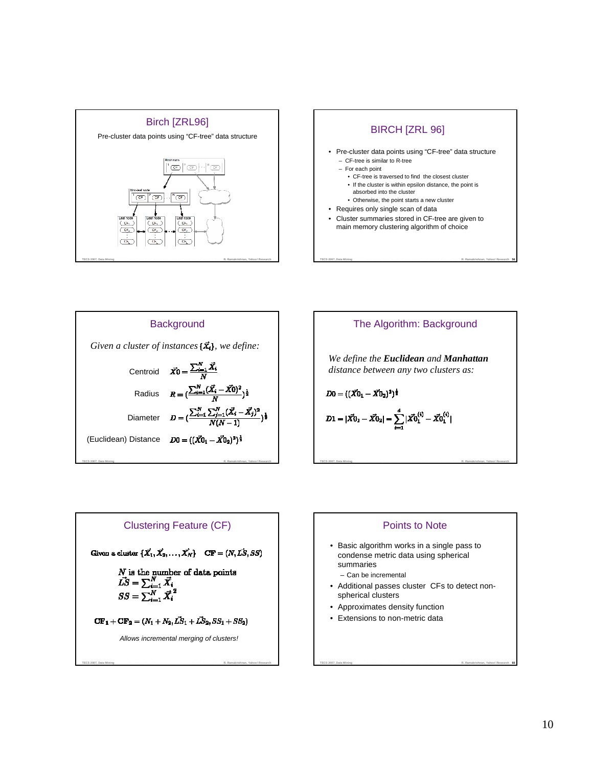## Birch [ZRL96]

Pre-cluster data points using "CF-tree" data structure

## BIRCH [ZRL 96]

- Pre-cluster data points using "CF-tree" data structure
  - CF-tree is similar to R-tree
  - For each point
    - CF-tree is traversed to find the closest cluster
    - If the cluster is within epsilon distance, the point is absorbed into the cluster
    - Otherwise, the point starts a new cluster
- Requires only single scan of data
- Cluster summaries stored in CF-tree are given to main memory clustering algorithm of choice

## Background

*Given a cluster of instances $\{\vec{X}_i\}$, we define:*

Centroid $\vec{X}0 = \frac{\sum_{i=1}^{N} \vec{X}_i}{N}$

Radius $R = \left(\frac{\sum_{i=1}^{N} (\vec{X}_i - \vec{X}0)^2}{N}\right)^{\frac{1}{2}}$

Diameter $D = \left(\frac{\sum_{i=1}^{N} \sum_{j=1}^{N} (\vec{X}_i - \vec{X}_j)^2}{N(N-1)}\right)^{\frac{1}{2}}$

(Euclidean) Distance $D0 = ((\vec{X}0_1 - \vec{X}0_2)^2)^{\frac{1}{2}}$

## The Algorithm: Background

*We define the **Euclidean** and **Manhattan** distance between any two clusters as:*

$$D0 = ((\vec{X}0_1 - \vec{X}0_2)^2)^{\frac{1}{2}}$$

$$D1 = |\vec{X}0_1 - \vec{X}0_2| = \sum_{i=1}^{d} |\vec{X}0_1^{(i)} - \vec{X}0_1^{(i)}|$$

## Clustering Feature (CF)

Given a cluster $\{\vec{X}_1, \vec{X}_2, \ldots, \vec{X}_N\}$ $\quad \mathbf{CF} = (N, \vec{LS}, SS)$

$N$ is the number of data points
$\vec{LS} = \sum_{i=1}^{N} \vec{X}_i$
$SS = \sum_{i=1}^{N} \vec{X}_i^2$

$$\mathbf{CF}_1 + \mathbf{CF}_2 = (N_1 + N_2, \vec{LS}_1 + \vec{LS}_2, SS_1 + SS_2)$$

*Allows incremental merging of clusters!*

## Points to Note

- Basic algorithm works in a single pass to condense metric data using spherical summaries
  - Can be incremental
- Additional passes cluster CFs to detect non-spherical clusters
- Approximates density function
- Extensions to non-metric data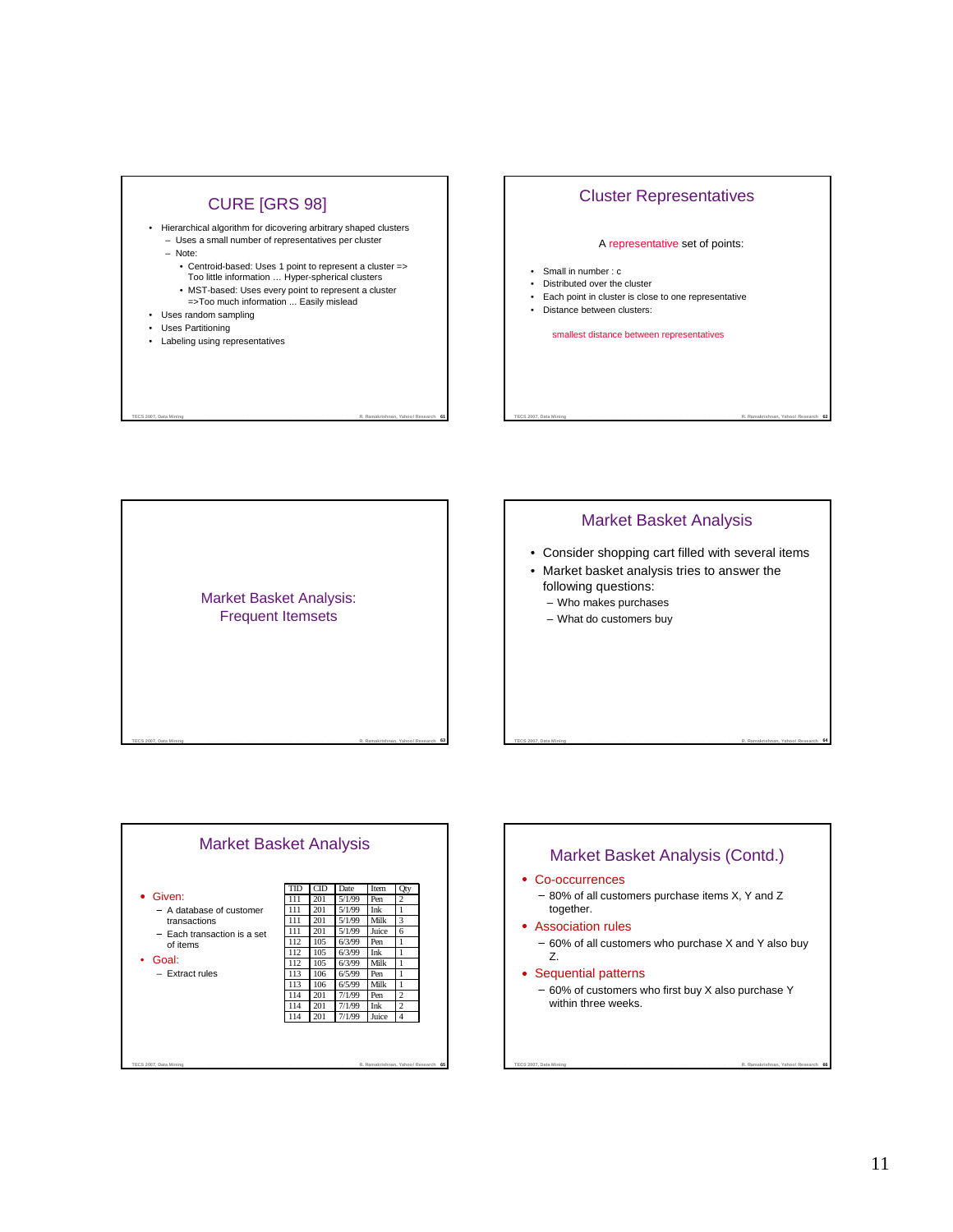## CURE [GRS 98]

- Hierarchical algorithm for discovering arbitrary shaped clusters
  - Uses a small number of representatives per cluster
  - Note:
    - Centroid-based: Uses 1 point to represent a cluster => Too little information … Hyper-spherical clusters
    - MST-based: Uses every point to represent a cluster =>Too much information ... Easily mislead
- Uses random sampling
- Uses Partitioning
- Labeling using representatives

## Cluster Representatives

A representative set of points:

- Small in number : c
- Distributed over the cluster
- Each point in cluster is close to one representative
- Distance between clusters:

smallest distance between representatives

## Market Basket Analysis: Frequent Itemsets

## Market Basket Analysis

- Consider shopping cart filled with several items
- Market basket analysis tries to answer the following questions:
  - Who makes purchases
  - What do customers buy

## Market Basket Analysis

- Given:
  - A database of customer transactions
  - Each transaction is a set of items
- Goal:
  - Extract rules

| TID | CID | Date | Item | Qty |
|---|---|---|---|---|
| 111 | 201 | 5/1/99 | Pen | 2 |
| 111 | 201 | 5/1/99 | Ink | 1 |
| 111 | 201 | 5/1/99 | Milk | 3 |
| 111 | 201 | 5/1/99 | Juice | 6 |
| 112 | 105 | 6/3/99 | Pen | 1 |
| 112 | 105 | 6/3/99 | Ink | 1 |
| 112 | 105 | 6/3/99 | Milk | 1 |
| 113 | 106 | 6/5/99 | Pen | 1 |
| 113 | 106 | 6/5/99 | Milk | 1 |
| 114 | 201 | 7/1/99 | Pen | 2 |
| 114 | 201 | 7/1/99 | Ink | 2 |
| 114 | 201 | 7/1/99 | Juice | 4 |

## Market Basket Analysis (Contd.)

- Co-occurrences
  - 80% of all customers purchase items X, Y and Z together.
- Association rules
  - 60% of all customers who purchase X and Y also buy Z.
- Sequential patterns
  - 60% of customers who first buy X also purchase Y within three weeks.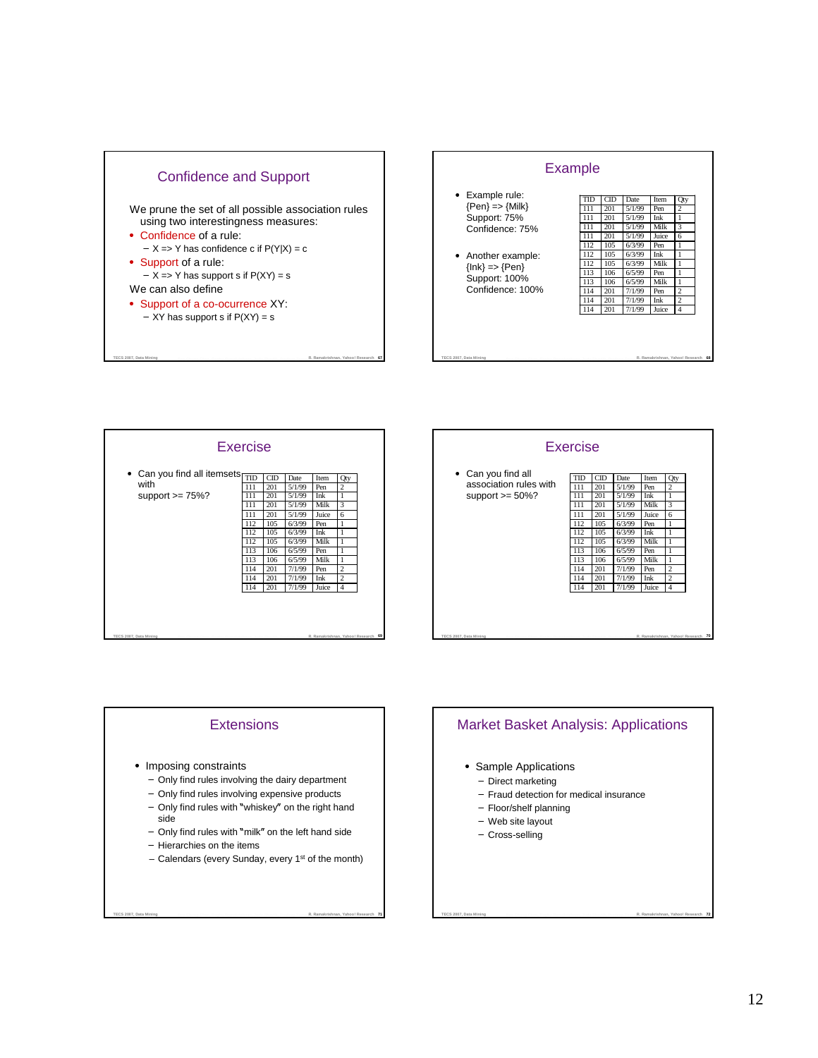## Confidence and Support

We prune the set of all possible association rules using two interestingness measures:

- Confidence of a rule:
  - X => Y has confidence c if P(Y|X) = c
- Support of a rule:
  - X => Y has support s if P(XY) = s

We can also define

- Support of a co-ocurrence XY:
  - XY has support s if P(XY) = s

## Example

- Example rule:
  {Pen} => {Milk}
  Support: 75%
  Confidence: 75%
- Another example:
  {Ink} => {Pen}
  Support: 100%
  Confidence: 100%

| TID | CID | Date | Item | Qty |
|---|---|---|---|---|
| 111 | 201 | 5/1/99 | Pen | 2 |
| 111 | 201 | 5/1/99 | Ink | 1 |
| 111 | 201 | 5/1/99 | Milk | 3 |
| 111 | 201 | 5/1/99 | Juice | 6 |
| 112 | 105 | 6/3/99 | Pen | 1 |
| 112 | 105 | 6/3/99 | Ink | 1 |
| 112 | 105 | 6/3/99 | Milk | 1 |
| 113 | 106 | 6/5/99 | Pen | 1 |
| 113 | 106 | 6/5/99 | Milk | 1 |
| 114 | 201 | 7/1/99 | Pen | 2 |
| 114 | 201 | 7/1/99 | Ink | 2 |
| 114 | 201 | 7/1/99 | Juice | 4 |

## Exercise

- Can you find all itemsets with support >= 75%?

| TID | CID | Date | Item | Qty |
|---|---|---|---|---|
| 111 | 201 | 5/1/99 | Pen | 2 |
| 111 | 201 | 5/1/99 | Ink | 1 |
| 111 | 201 | 5/1/99 | Milk | 3 |
| 111 | 201 | 5/1/99 | Juice | 6 |
| 112 | 105 | 6/3/99 | Pen | 1 |
| 112 | 105 | 6/3/99 | Ink | 1 |
| 112 | 105 | 6/3/99 | Milk | 1 |
| 113 | 106 | 6/5/99 | Pen | 1 |
| 113 | 106 | 6/5/99 | Milk | 1 |
| 114 | 201 | 7/1/99 | Pen | 2 |
| 114 | 201 | 7/1/99 | Ink | 2 |
| 114 | 201 | 7/1/99 | Juice | 4 |

## Exercise

- Can you find all association rules with support >= 50%?

| TID | CID | Date | Item | Qty |
|---|---|---|---|---|
| 111 | 201 | 5/1/99 | Pen | 2 |
| 111 | 201 | 5/1/99 | Ink | 1 |
| 111 | 201 | 5/1/99 | Milk | 3 |
| 111 | 201 | 5/1/99 | Juice | 6 |
| 112 | 105 | 6/3/99 | Pen | 1 |
| 112 | 105 | 6/3/99 | Ink | 1 |
| 112 | 105 | 6/3/99 | Milk | 1 |
| 113 | 106 | 6/5/99 | Pen | 1 |
| 113 | 106 | 6/5/99 | Milk | 1 |
| 114 | 201 | 7/1/99 | Pen | 2 |
| 114 | 201 | 7/1/99 | Ink | 2 |
| 114 | 201 | 7/1/99 | Juice | 4 |

## Extensions

- Imposing constraints
  - Only find rules involving the dairy department
  - Only find rules involving expensive products
  - Only find rules with "whiskey" on the right hand side
  - Only find rules with "milk" on the left hand side
  - Hierarchies on the items
  - Calendars (every Sunday, every 1st of the month)

## Market Basket Analysis: Applications

- Sample Applications
  - Direct marketing
  - Fraud detection for medical insurance
  - Floor/shelf planning
  - Web site layout
  - Cross-selling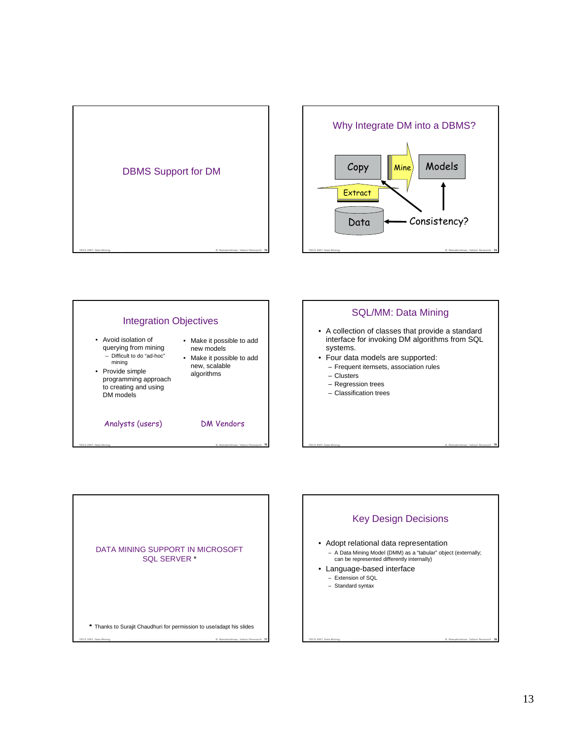## DBMS Support for DM

## Why Integrate DM into a DBMS?

Copy | Mine | Models

Extract

Data ← Consistency?

## Integration Objectives

- Avoid isolation of querying from mining
  - Difficult to do "ad-hoc" mining
- Provide simple programming approach to creating and using DM models

Analysts (users)

- Make it possible to add new models
- Make it possible to add new, scalable algorithms

DM Vendors

## SQL/MM: Data Mining

- A collection of classes that provide a standard interface for invoking DM algorithms from SQL systems.
- Four data models are supported:
  - Frequent itemsets, association rules
  - Clusters
  - Regression trees
  - Classification trees

## DATA MINING SUPPORT IN MICROSOFT SQL SERVER *

\* Thanks to Surajit Chaudhuri for permission to use/adapt his slides

## Key Design Decisions

- Adopt relational data representation
  - A Data Mining Model (DMM) as a "tabular" object (externally; can be represented differently internally)
- Language-based interface
  - Extension of SQL
  - Standard syntax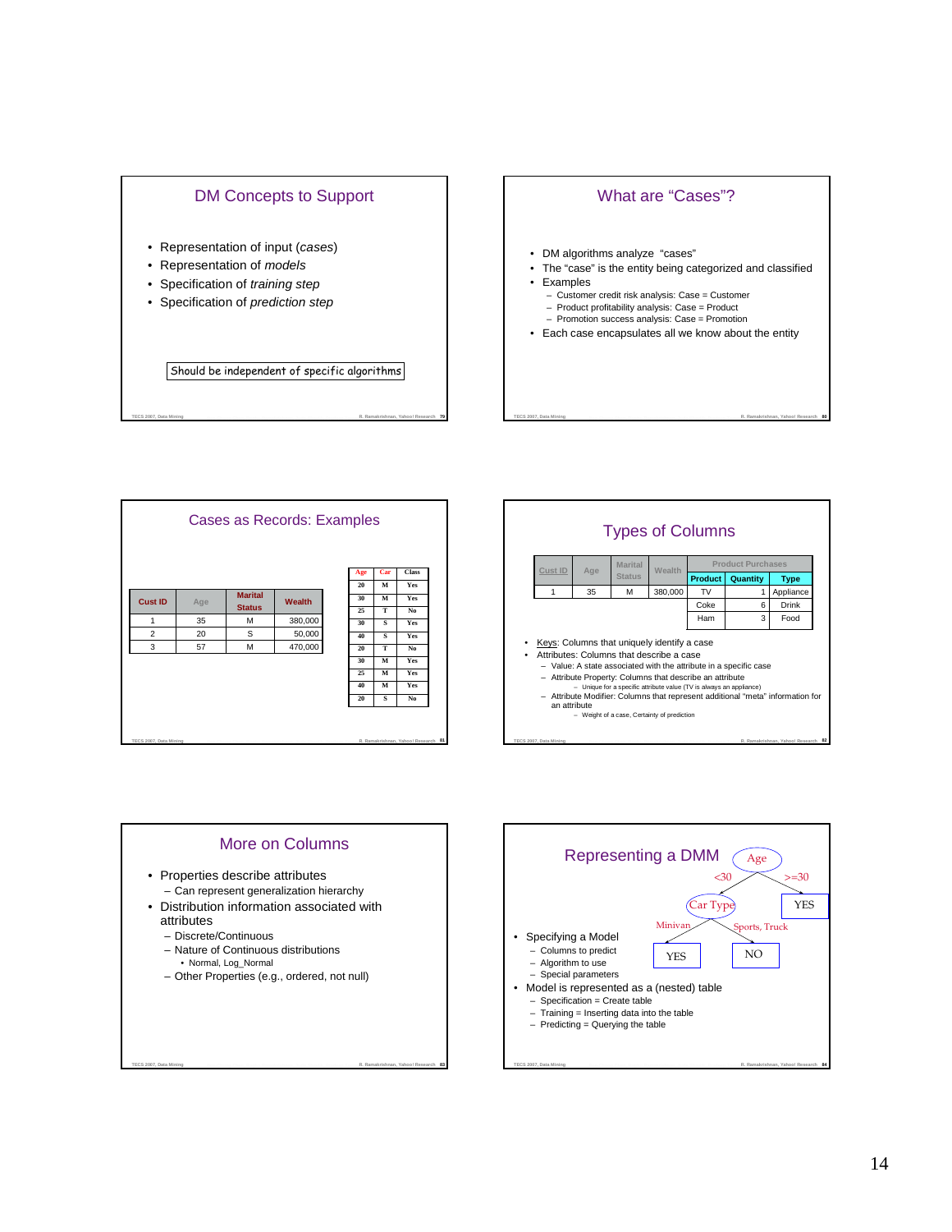## DM Concepts to Support

- Representation of input (*cases*)
- Representation of *models*
- Specification of *training step*
- Specification of *prediction step*

Should be independent of specific algorithms

## What are "Cases"?

- DM algorithms analyze "cases"
- The "case" is the entity being categorized and classified
- Examples
  - Customer credit risk analysis: Case = Customer
  - Product profitability analysis: Case = Product
  - Promotion success analysis: Case = Promotion
- Each case encapsulates all we know about the entity

## Cases as Records: Examples

| Cust ID | Age | Marital Status | Wealth |
|---|---|---|---|
| 1 | 35 | M | 380,000 |
| 2 | 20 | S | 50,000 |
| 3 | 57 | M | 470,000 |

| Age | Car | Class |
|---|---|---|
| 20 | M | Yes |
| 30 | M | Yes |
| 25 | T | No |
| 30 | S | Yes |
| 40 | S | Yes |
| 20 | T | No |
| 30 | M | Yes |
| 25 | M | Yes |
| 40 | M | Yes |
| 20 | S | No |

## Types of Columns

| Cust ID | Age | Marital Status | Wealth | Product Purchases | | |
|---|---|---|---|---|---|---|
| | | | | Product | Quantity | Type |
| 1 | 35 | M | 380,000 | TV | 1 | Appliance |
| | | | | Coke | 6 | Drink |
| | | | | Ham | 3 | Food |

- Keys: Columns that uniquely identify a case
- Attributes: Columns that describe a case
  - Value: A state associated with the attribute in a specific case
  - Attribute Property: Columns that describe an attribute
    - Unique for a specific attribute value (TV is always an appliance)
  - Attribute Modifier: Columns that represent additional "meta" information for an attribute
    - Weight of a case, Certainty of prediction

## More on Columns

- Properties describe attributes
  - Can represent generalization hierarchy
- Distribution information associated with attributes
  - Discrete/Continuous
  - Nature of Continuous distributions
    - Normal, Log_Normal
  - Other Properties (e.g., ordered, not null)

## Representing a DMM

Age: <30 → Car Type; >=30 → YES
Car Type: Minivan → YES; Sports, Truck → NO

- Specifying a Model
  - Columns to predict
  - Algorithm to use
  - Special parameters
- Model is represented as a (nested) table
  - Specification = Create table
  - Training = Inserting data into the table
  - Predicting = Querying the table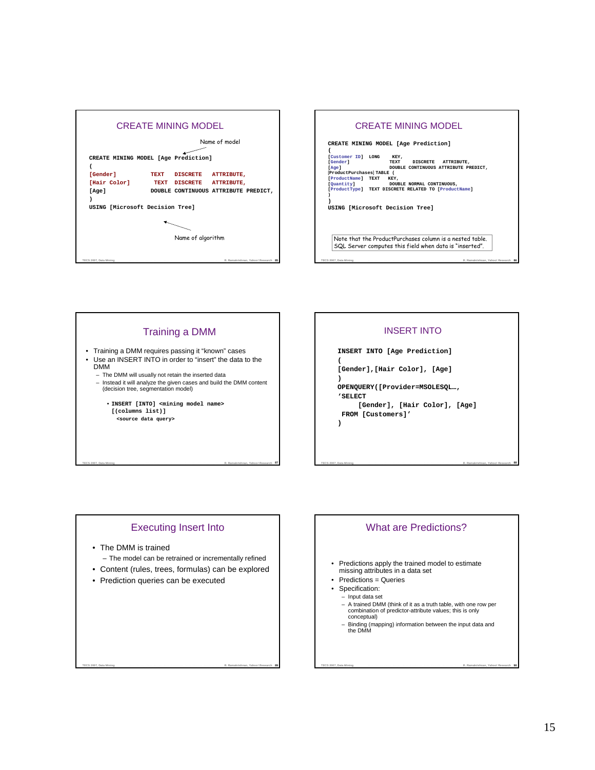## CREATE MINING MODEL

Name of model

```
CREATE MINING MODEL [Age Prediction]
(
[Gender]        TEXT   DISCRETE   ATTRIBUTE,
[Hair Color]    TEXT   DISCRETE   ATTRIBUTE,
[Age]           DOUBLE CONTINUOUS ATTRIBUTE PREDICT,
)
USING [Microsoft Decision Tree]
```

Name of algorithm

## CREATE MINING MODEL

```
CREATE MINING MODEL [Age Prediction]
(
[Customer ID]  LONG    KEY,
[Gender]               TEXT    DISCRETE   ATTRIBUTE,
[Age]                  DOUBLE CONTINUOUS ATTRIBUTE PREDICT,
[ProductPurchases] TABLE (
[ProductName]  TEXT    KEY,
[Quantity]             DOUBLE NORMAL CONTINUOUS,
[ProductType]  TEXT DISCRETE RELATED TO [ProductName]
)
)
USING [Microsoft Decision Tree]
```

Note that the ProductPurchases column is a nested table. SQL Server computes this field when data is "inserted".

## Training a DMM

- Training a DMM requires passing it "known" cases
- Use an INSERT INTO in order to "insert" the data to the DMM
  - The DMM will usually not retain the inserted data
  - Instead it will analyze the given cases and build the DMM content (decision tree, segmentation model)

    - `INSERT [INTO] <mining model name> [(columns list)] <source data query>`

## INSERT INTO

```
INSERT INTO [Age Prediction]
(
[Gender],[Hair Color], [Age]
)
OPENQUERY([Provider=MSOLESQL…,
'SELECT
     [Gender], [Hair Color], [Age]
 FROM [Customers]'
)
```

## Executing Insert Into

- The DMM is trained
  - The model can be retrained or incrementally refined
- Content (rules, trees, formulas) can be explored
- Prediction queries can be executed

## What are Predictions?

- Predictions apply the trained model to estimate missing attributes in a data set
- Predictions = Queries
- Specification:
  - Input data set
  - A trained DMM (think of it as a truth table, with one row per combination of predictor-attribute values; this is only conceptual)
  - Binding (mapping) information between the input data and the DMM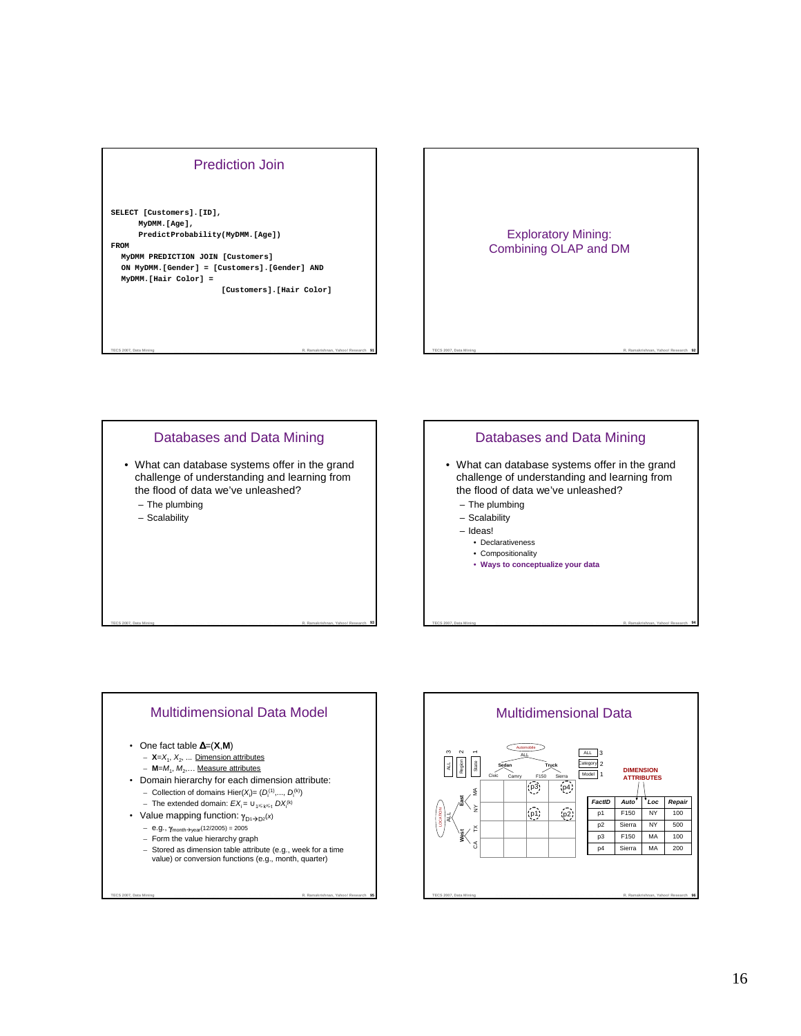## Prediction Join

```
SELECT [Customers].[ID],
      MyDMM.[Age],
      PredictProbability(MyDMM.[Age])
FROM
  MyDMM PREDICTION JOIN [Customers]
  ON MyDMM.[Gender] = [Customers].[Gender] AND
  MyDMM.[Hair Color] =
                    [Customers].[Hair Color]
```

## Exploratory Mining: Combining OLAP and DM

## Databases and Data Mining

- What can database systems offer in the grand challenge of understanding and learning from the flood of data we've unleashed?
  - The plumbing
  - Scalability

## Databases and Data Mining

- What can database systems offer in the grand challenge of understanding and learning from the flood of data we've unleashed?
  - The plumbing
  - Scalability
  - Ideas!
    - Declarativeness
    - Compositionality
    - **Ways to conceptualize your data**

## Multidimensional Data Model

- One fact table $\mathbf{\Delta}=(\mathbf{X},\mathbf{M})$
  - $\mathbf{X}=X_1, X_2, \ldots$ Dimension attributes
  - $\mathbf{M}=M_1, M_2, \ldots$ Measure attributes
- Domain hierarchy for each dimension attribute:
  - Collection of domains $Hier(X_i) = (D_i^{(1)}, \ldots, D_i^{(k)})$
  - The extended domain: $EX_i = \cup_{1 \le k \le t} DX_i^{(k)}$
- Value mapping function: $\gamma_{D1 \rightarrow D2}(x)$
  - e.g., $\gamma_{month \rightarrow year}(12/2005) = 2005$
  - Form the value hierarchy graph
  - Stored as dimension table attribute (e.g., week for a time value) or conversion functions (e.g., month, quarter)

## Multidimensional Data

Automobile hierarchy: ALL (3) → Category (2): Sedan (Civic, Camry), Truck (F150, Sierra) → Model (1)

Location hierarchy: ALL (3) → Region (2): East (MA, NY), West (TX, CA) → State (1)

DIMENSION ATTRIBUTES

| FactID | Auto | Loc | Repair |
|---|---|---|---|
| p1 | F150 | NY | 100 |
| p2 | Sierra | NY | 500 |
| p3 | F150 | MA | 100 |
| p4 | Sierra | MA | 200 |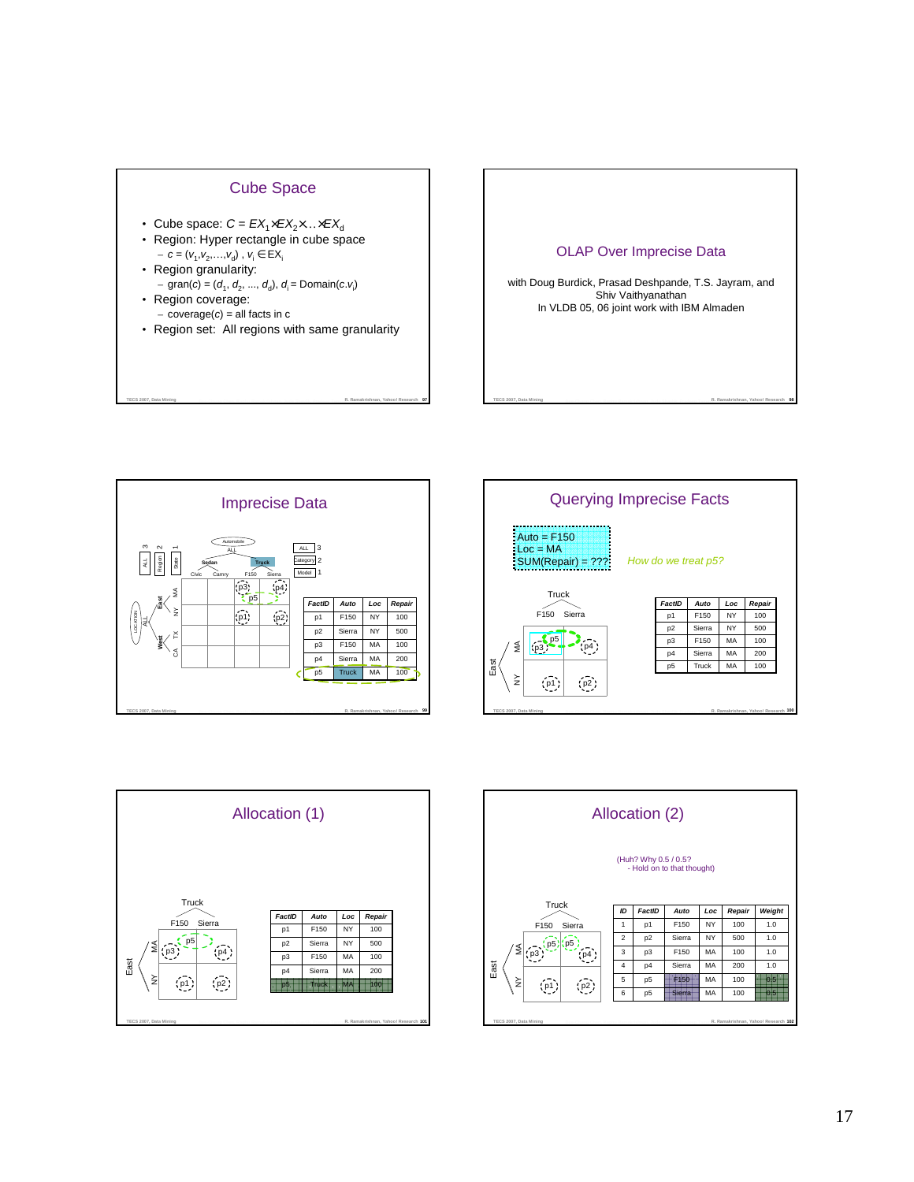## Cube Space

- Cube space: $C = EX_1 \times EX_2 \times \ldots \times EX_d$
- Region: Hyper rectangle in cube space
  - $c = (v_1, v_2, \ldots, v_d)$ , $v_i \in EX_i$
- Region granularity:
  - gran($c$) = ($d_1$, $d_2$, ..., $d_d$), $d_i$ = Domain($c.v_i$)
- Region coverage:
  - coverage($c$) = all facts in c
- Region set: All regions with same granularity

## OLAP Over Imprecise Data

with Doug Burdick, Prasad Deshpande, T.S. Jayram, and Shiv Vaithyanathan

In VLDB 05, 06 joint work with IBM Almaden

## Imprecise Data

| FactID | Auto | Loc | Repair |
|---|---|---|---|
| p1 | F150 | NY | 100 |
| p2 | Sierra | NY | 500 |
| p3 | F150 | MA | 100 |
| p4 | Sierra | MA | 200 |
| p5 | Truck | MA | 100 |

## Querying Imprecise Facts

Auto = F150
Loc = MA
SUM(Repair) = ???

*How do we treat p5?*

| FactID | Auto | Loc | Repair |
|---|---|---|---|
| p1 | F150 | NY | 100 |
| p2 | Sierra | NY | 500 |
| p3 | F150 | MA | 100 |
| p4 | Sierra | MA | 200 |
| p5 | Truck | MA | 100 |

## Allocation (1)

| FactID | Auto | Loc | Repair |
|---|---|---|---|
| p1 | F150 | NY | 100 |
| p2 | Sierra | NY | 500 |
| p3 | F150 | MA | 100 |
| p4 | Sierra | MA | 200 |
| p5 | Truck | MA | 100 |

## Allocation (2)

(Huh? Why 0.5 / 0.5?
- Hold on to that thought)

| ID | FactID | Auto | Loc | Repair | Weight |
|---|---|---|---|---|---|
| 1 | p1 | F150 | NY | 100 | 1.0 |
| 2 | p2 | Sierra | NY | 500 | 1.0 |
| 3 | p3 | F150 | MA | 100 | 1.0 |
| 4 | p4 | Sierra | MA | 200 | 1.0 |
| 5 | p5 | F150 | MA | 100 | 0.5 |
| 6 | p5 | Sierra | MA | 100 | 0.5 |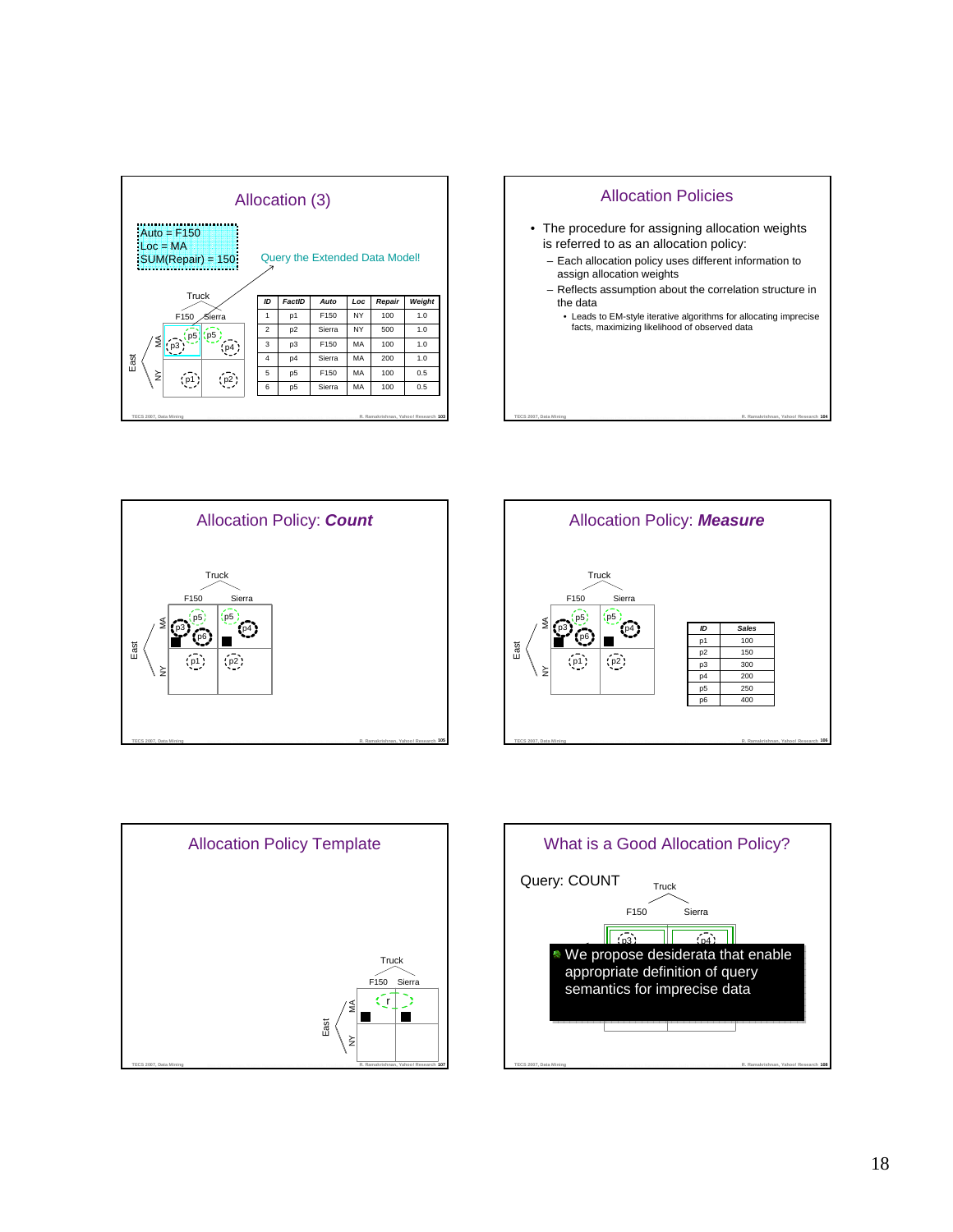## Allocation (3)

Auto = F150
Loc = MA
SUM(Repair) = 150

Query the Extended Data Model!

Truck
F150 Sierra

East
MA
NY

p3 p5 p5 p4
p1 p2

| ID | FactID | Auto | Loc | Repair | Weight |
|---|---|---|---|---|---|
| 1 | p1 | F150 | NY | 100 | 1.0 |
| 2 | p2 | Sierra | NY | 500 | 1.0 |
| 3 | p3 | F150 | MA | 100 | 1.0 |
| 4 | p4 | Sierra | MA | 200 | 1.0 |
| 5 | p5 | F150 | MA | 100 | 0.5 |
| 6 | p5 | Sierra | MA | 100 | 0.5 |

## Allocation Policies

- The procedure for assigning allocation weights is referred to as an allocation policy:
  - Each allocation policy uses different information to assign allocation weights
  - Reflects assumption about the correlation structure in the data
    - Leads to EM-style iterative algorithms for allocating imprecise facts, maximizing likelihood of observed data

## Allocation Policy: *Count*

Truck
F150 Sierra

East
MA
NY

p5 p5 p3 p6 p4
p1 p2

## Allocation Policy: *Measure*

Truck
F150 Sierra

East
MA
NY

p5 p5 p3 p6 p4
p1 p2

| ID | Sales |
|---|---|
| p1 | 100 |
| p2 | 150 |
| p3 | 300 |
| p4 | 200 |
| p5 | 250 |
| p6 | 400 |

## Allocation Policy Template

Truck
F150 Sierra

East
MA
NY

r

## What is a Good Allocation Policy?

Query: COUNT

Truck
F150 Sierra

p3 p4

- We propose desiderata that enable appropriate definition of query semantics for imprecise data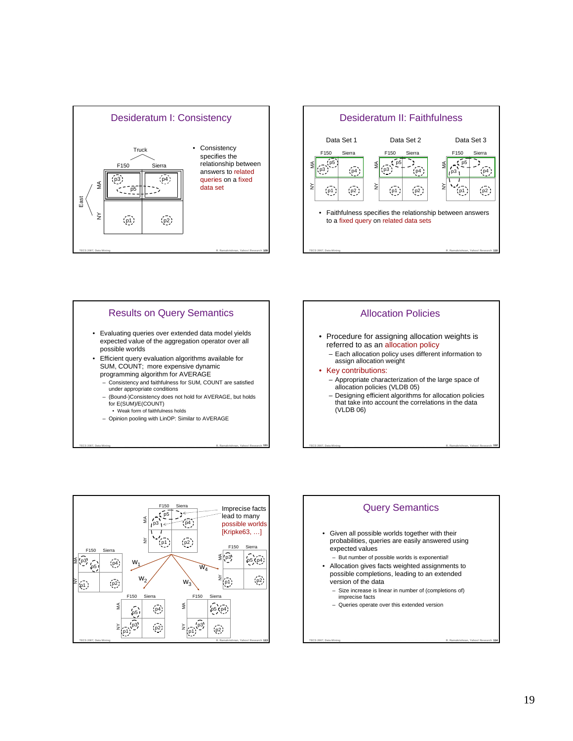## Desideratum I: Consistency

Truck

F150 Sierra

East MA NY

p3 p4 p5 p1 p2

- Consistency specifies the relationship between answers to related queries on a fixed data set

## Desideratum II: Faithfulness

Data Set 1 Data Set 2 Data Set 3

- Faithfulness specifies the relationship between answers to a fixed query on related data sets

## Results on Query Semantics

- Evaluating queries over extended data model yields expected value of the aggregation operator over all possible worlds
- Efficient query evaluation algorithms available for SUM, COUNT; more expensive dynamic programming algorithm for AVERAGE
  - Consistency and faithfulness for SUM, COUNT are satisfied under appropriate conditions
  - (Bound-)Consistency does not hold for AVERAGE, but holds for E(SUM)/E(COUNT)
    - Weak form of faithfulness holds
  - Opinion pooling with LinOP: Similar to AVERAGE

## Allocation Policies

- Procedure for assigning allocation weights is referred to as an allocation policy
  - Each allocation policy uses different information to assign allocation weight
- Key contributions:
  - Appropriate characterization of the large space of allocation policies (VLDB 05)
  - Designing efficient algorithms for allocation policies that take into account the correlations in the data (VLDB 06)

Imprecise facts lead to many possible worlds [Kripke63, …]

$w_1$ $w_2$ $w_3$ $w_4$

## Query Semantics

- Given all possible worlds together with their probabilities, queries are easily answered using expected values
  - But number of possible worlds is exponential!
- Allocation gives facts weighted assignments to possible completions, leading to an extended version of the data
  - Size increase is linear in number of (completions of) imprecise facts
  - Queries operate over this extended version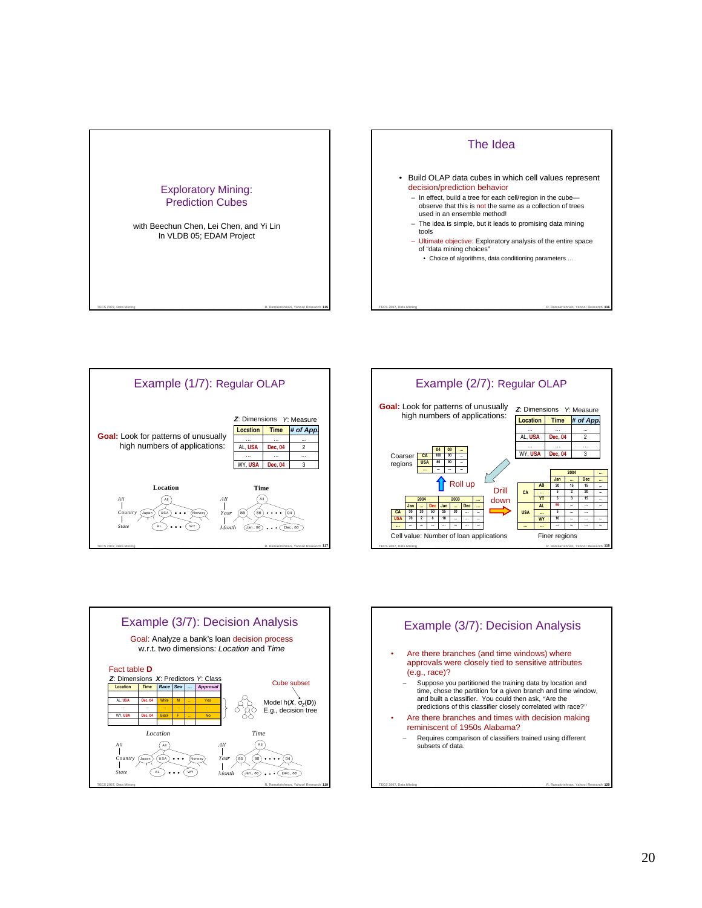## Exploratory Mining: Prediction Cubes

with Beechun Chen, Lei Chen, and Yi Lin
In VLDB 05; EDAM Project

## The Idea

- Build OLAP data cubes in which cell values represent decision/prediction behavior
  - In effect, build a tree for each cell/region in the cube—observe that this is not the same as a collection of trees used in an ensemble method!
  - The idea is simple, but it leads to promising data mining tools
  - Ultimate objective: Exploratory analysis of the entire space of "data mining choices"
    - Choice of algorithms, data conditioning parameters …

## Example (1/7): Regular OLAP

**Goal:** Look for patterns of unusually high numbers of applications:

*Z*: Dimensions *Y*: Measure

| Location | Time | # of App. |
|---|---|---|
| … | … | … |
| AL, USA | Dec, 04 | 2 |
| … | … | … |
| WY, USA | Dec, 04 | 3 |

Location: All → Country (Japan, USA, …, Norway) → State (AL, …, WY)

Time: All → Year (85, 86, …, 04) → Month (Jan., 86, …, Dec., 86)

## Example (2/7): Regular OLAP

**Goal:** Look for patterns of unusually high numbers of applications:

*Z*: Dimensions *Y*: Measure

| Location | Time | # of App. |
|---|---|---|
| … | … | … |
| AL, USA | Dec, 04 | 2 |
| … | … | … |
| WY, USA | Dec, 04 | 3 |

Coarser regions

| | 04 | 03 | … |
|---|---|---|---|
| CA | 100 | 90 | … |
| USA | 80 | 90 | … |
| … | … | … | … |

Roll up

| | 2004 | | | 2003 | | | … |
|---|---|---|---|---|---|---|---|
| | Jan | … | Dec | Jan | … | Dec | … |
| CA | 30 | 20 | 50 | 25 | 30 | … | … |
| USA | 70 | 2 | 8 | 10 | … | … | … |
| … | … | … | … | … | … | … | … |

Drill down

| | | 2004 | | | … |
|---|---|---|---|---|---|
| | | Jan | … | Dec | … |
| CA | AB | 20 | 15 | 15 | … |
| | … | 5 | 2 | 20 | … |
| | YT | 5 | 3 | 15 | … |
| USA | AL | 55 | … | … | … |
| | … | 5 | … | … | … |
| | WY | 10 | … | … | … |
| … | … | … | … | … | … |

Cell value: Number of loan applications

Finer regions

## Example (3/7): Decision Analysis

Goal: Analyze a bank's loan decision process w.r.t. two dimensions: *Location* and *Time*

Fact table **D**

*Z*: Dimensions *X*: Predictors *Y*: Class

| Location | Time | Race | Sex | … | Approval |
|---|---|---|---|---|---|
| AL, USA | Dec, 04 | White | M | … | Yes |
| … | … | … | … | … | … |
| WY, USA | Dec, 04 | Black | F | … | No |

Cube subset

Model $h(X, \sigma_Z(D))$
E.g., decision tree

Location: All → Country (Japan, USA, …, Norway) → State (AL, …, WY)

Time: All → Year (85, 86, …, 04) → Month (Jan., 86, …, Dec., 86)

## Example (3/7): Decision Analysis

- Are there branches (and time windows) where approvals were closely tied to sensitive attributes (e.g., race)?
  - Suppose you partitioned the training data by location and time, chose the partition for a given branch and time window, and built a classifier. You could then ask, "Are the predictions of this classifier closely correlated with race?"
- Are there branches and times with decision making reminiscent of 1950s Alabama?
  - Requires comparison of classifiers trained using different subsets of data.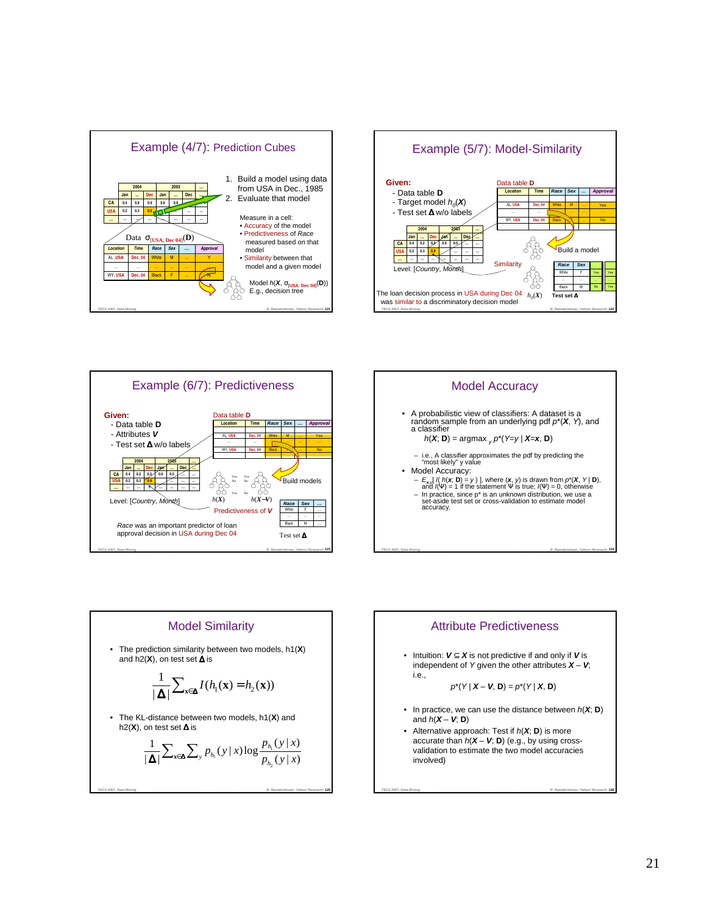## Example (4/7): Prediction Cubes

1. Build a model using data from USA in Dec., 1985
2. Evaluate that model

Measure in a cell:
- Accuracy of the model
- Predictiveness of *Race* measured based on that model
- Similarity between that model and a given model

| | 2004 | | | 2003 | | | ... |
|---|---|---|---|---|---|---|---|
| | Jan | ... | Dec | Jan | ... | Dec | ... |
| CA | 0.4 | 0.8 | 0.9 | 0.6 | 0.8 | ... | ... |
| USA | 0.2 | 0.3 | 0.5 | ... | ... | ... | ... |
| ... | ... | ... | ... | ... | ... | ... | ... |

Data $\sigma_{[USA, Dec\ 04]}(\mathbf{D})$

| Location | Time | Race | Sex | ... | Approval |
|---|---|---|---|---|---|
| AL ,USA | Dec, 04 | White | M | ... | Y |
| ... | ... | ... | ... | ... | ... |
| WY, USA | Dec, 04 | Black | F | ... | N |

Model $h(X, \sigma_{[USA, Dec\ 04]}(\mathbf{D}))$
E.g., decision tree

## Example (5/7): Model-Similarity

**Given:**
- Data table **D**
- Target model $h_0(\boldsymbol{X})$
- Test set **Δ** w/o labels

Data table **D**

| Location | Time | Race | Sex | ... | Approval |
|---|---|---|---|---|---|
| AL, USA | Dec, 04 | White | M | ... | Yes |
| ... | ... | ... | ... | ... | ... |
| WY, USA | Dec, 04 | Black | F | ... | No |

| | 2004 | | | 2003 | | | ... |
|---|---|---|---|---|---|---|---|
| | Jan | ... | Dec | Jan | ... | Dec | ... |
| CA | 0.4 | 0.2 | 0.3 | 0.6 | 0.5 | ... | ... |
| USA | 0.2 | 0.3 | 0.9 | ... | ... | ... | ... |
| ... | ... | ... | ... | ... | ... | ... | ... |

Level: [*Country*, *Month*]

Build a model

Similarity

$h_0(X)$

| Race | Sex | | |
|---|---|---|---|
| White | F | Yes | Yes |
| ... | ... | ... | ... |
| Black | M | No | Yes |

Test set **Δ**

The loan decision process in USA during Dec 04 was similar to a discriminatory decision model

## Example (6/7): Predictiveness

**Given:**
- Data table **D**
- Attributes ***V***
- Test set **Δ** w/o labels

Data table **D**

| Location | Time | Race | Sex | ... | Approval |
|---|---|---|---|---|---|
| AL, USA | Dec, 04 | White | M | ... | Yes |
| ... | ... | ... | ... | ... | ... |
| WY, USA | Dec, 04 | Black | F | ... | No |

| | 2004 | | | 2003 | | | ... |
|---|---|---|---|---|---|---|---|
| | Jan | ... | Dec | Jan | ... | Dec | ... |
| CA | 0.4 | 0.2 | 0.3 | 0.6 | 0.5 | ... | ... |
| USA | 0.2 | 0.3 | 0.9 | ... | ... | ... | ... |
| ... | ... | ... | ... | ... | ... | ... | ... |

Level: [*Country*, *Month*]

Build models

$h(X)$ $\quad h(X-V)$

Predictiveness of *V*

| Race | Sex | ... |
|---|---|---|
| White | F | ... |
| ... | ... | ... |
| Black | M | ... |

Test set **Δ**

*Race* was an important predictor of loan approval decision in USA during Dec 04

## Model Accuracy

- A probabilistic view of classifiers: A dataset is a random sample from an underlying pdf $p^*(\boldsymbol{X}, Y)$, and a classifier
  $h(\boldsymbol{X}; \mathbf{D}) = \text{argmax}_y\ p^*(Y=y \mid \boldsymbol{X}=\boldsymbol{x}, \mathbf{D})$
  - i.e., A classifier approximates the pdf by predicting the "most likely" y value
- Model Accuracy:
  - $E_{x,y}[\ I(\ h(\boldsymbol{x}; \mathbf{D}) = y\ )\ ]$, where $(\boldsymbol{x}, y)$ is drawn from $p^*(\boldsymbol{X}, Y \mid \mathbf{D})$, and $I(\Psi) = 1$ if the statement $\Psi$ is true; $I(\Psi) = 0$, otherwise
  - In practice, since p* is an unknown distribution, we use a set-aside test set or cross-validation to estimate model accuracy.

## Model Similarity

- The prediction similarity between two models, h1(**X**) and h2(**X**), on test set **Δ** is

$$\frac{1}{|\boldsymbol{\Delta}|}\sum_{\mathbf{x}\in\boldsymbol{\Delta}} I(h_1(\mathbf{x}) = h_2(\mathbf{x}))$$

- The KL-distance between two models, h1(**X**) and h2(**X**), on test set **Δ** is

$$\frac{1}{|\boldsymbol{\Delta}|}\sum_{\mathbf{x}\in\boldsymbol{\Delta}}\sum_{y} p_{h_1}(y \mid x)\log\frac{p_{h_1}(y \mid x)}{p_{h_2}(y \mid x)}$$

## Attribute Predictiveness

- Intuition: $\boldsymbol{V} \subseteq \boldsymbol{X}$ is not predictive if and only if ***V*** is independent of *Y* given the other attributes ***X*** – ***V***; i.e.,

  $p^*(Y \mid \boldsymbol{X} - \boldsymbol{V}, \mathbf{D}) = p^*(Y \mid \boldsymbol{X}, \mathbf{D})$

- In practice, we can use the distance between $h(\boldsymbol{X}; \mathbf{D})$ and $h(\boldsymbol{X} - \boldsymbol{V}; \mathbf{D})$
- Alternative approach: Test if $h(\boldsymbol{X}; \mathbf{D})$ is more accurate than $h(\boldsymbol{X} - \boldsymbol{V}; \mathbf{D})$ (e.g., by using cross-validation to estimate the two model accuracies involved)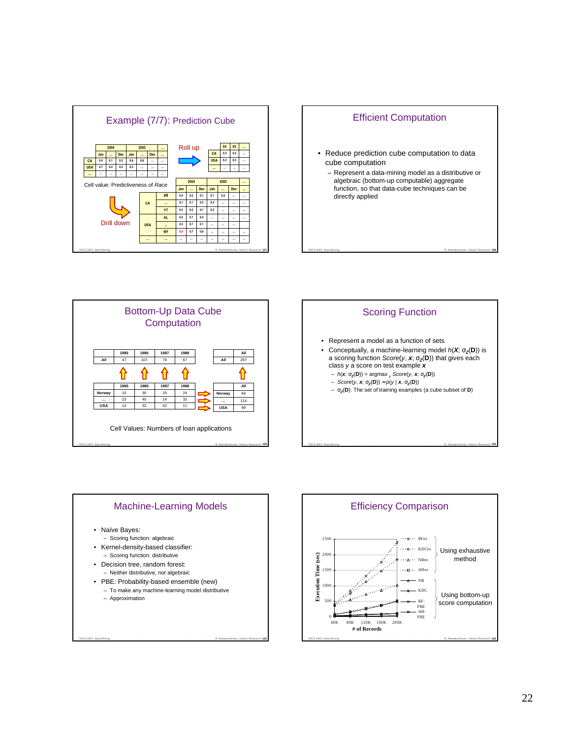## Example (7/7): Prediction Cube

| | 2004 | | | 2003 | | | ... |
|---|---|---|---|---|---|---|---|
| | Jan | ... | Dec | Jan | ... | Dec | ... |
| CA | 0.4 | 0.1 | 0.3 | 0.6 | 0.8 | ... | ... |
| USA | 0.7 | 0.4 | 0.3 | 0.3 | ... | ... | ... |
| ... | ... | ... | ... | ... | ... | ... | ... |

Roll up

| | 04 | 03 | ... |
|---|---|---|---|
| CA | 0.3 | 0.2 | ... |
| USA | 0.2 | 0.3 | ... |
| ... | ... | ... | ... |

Cell value: Predictiveness of *Race*

Drill down

| | | 2004 | | | 2003 | | | ... |
|---|---|---|---|---|---|---|---|---|
| | | Jan | ... | Dec | Jan | ... | Dec | ... |
| CA | AB | 0.4 | 0.2 | 0.1 | 0.1 | 0.2 | ... | ... |
| | ... | 0.1 | 0.1 | 0.3 | 0.3 | ... | ... | ... |
| | YT | 0.3 | 0.2 | 0.1 | 0.2 | ... | ... | ... |
| USA | AL | 0.2 | 0.1 | 0.2 | ... | ... | ... | ... |
| | ... | 0.3 | 0.1 | 0.1 | ... | ... | ... | |
| | WY | 0.9 | 0.7 | 0.8 | ... | ... | ... | ... |
| ... | ... | ... | ... | ... | ... | ... | ... | ... |

## Efficient Computation

- Reduce prediction cube computation to data cube computation
  - Represent a data-mining model as a distributive or algebraic (bottom-up computable) aggregate function, so that data-cube techniques can be directly applied

## Bottom-Up Data Cube Computation

| | 1985 | 1986 | 1987 | 1988 |
|---|---|---|---|---|
| *All* | 47 | 107 | 76 | 67 |

| | *All* |
|---|---|
| *All* | 297 |

| | 1985 | 1986 | 1987 | 1988 |
|---|---|---|---|---|
| Norway | 10 | 30 | 20 | 24 |
| ... | 23 | 45 | 14 | 32 |
| USA | 14 | 32 | 42 | 11 |

| | *All* |
|---|---|
| Norway | 84 |
| ... | 114 |
| USA | 99 |

Cell Values: Numbers of loan applications

## Scoring Function

- Represent a model as a function of sets
- Conceptually, a machine-learning model $h(\boldsymbol{X}; \sigma_Z(\mathbf{D}))$ is a scoring function $Score(y, \boldsymbol{x}; \sigma_Z(\mathbf{D}))$ that gives each class $y$ a score on test example $\boldsymbol{x}$
  - $h(\boldsymbol{x}; \sigma_Z(\mathbf{D})) = \text{argmax}_y\, Score(y, \boldsymbol{x}; \sigma_Z(\mathbf{D}))$
  - $Score(y, \boldsymbol{x}; \sigma_Z(\mathbf{D})) \approx p(y \mid \boldsymbol{x}, \sigma_Z(\mathbf{D}))$
  - $\sigma_Z(\mathbf{D})$: The set of training examples (a cube subset of $\mathbf{D}$)

## Machine-Learning Models

- Naïve Bayes:
  - Scoring function: algebraic
- Kernel-density-based classifier:
  - Scoring function: distributive
- Decision tree, random forest:
  - Neither distributive, nor algebraic
- PBE: Probability-based ensemble (new)
  - To make any machine-learning model distributive
  - Approximation

## Efficiency Comparison

Chart: Execution Time (sec) vs. # of Records (40K–200K). Series: RFex, KDCex, NBex, J48ex (Using exhaustive method); NB, KDC, RF-PBE, J48-PBE (Using bottom-up score computation).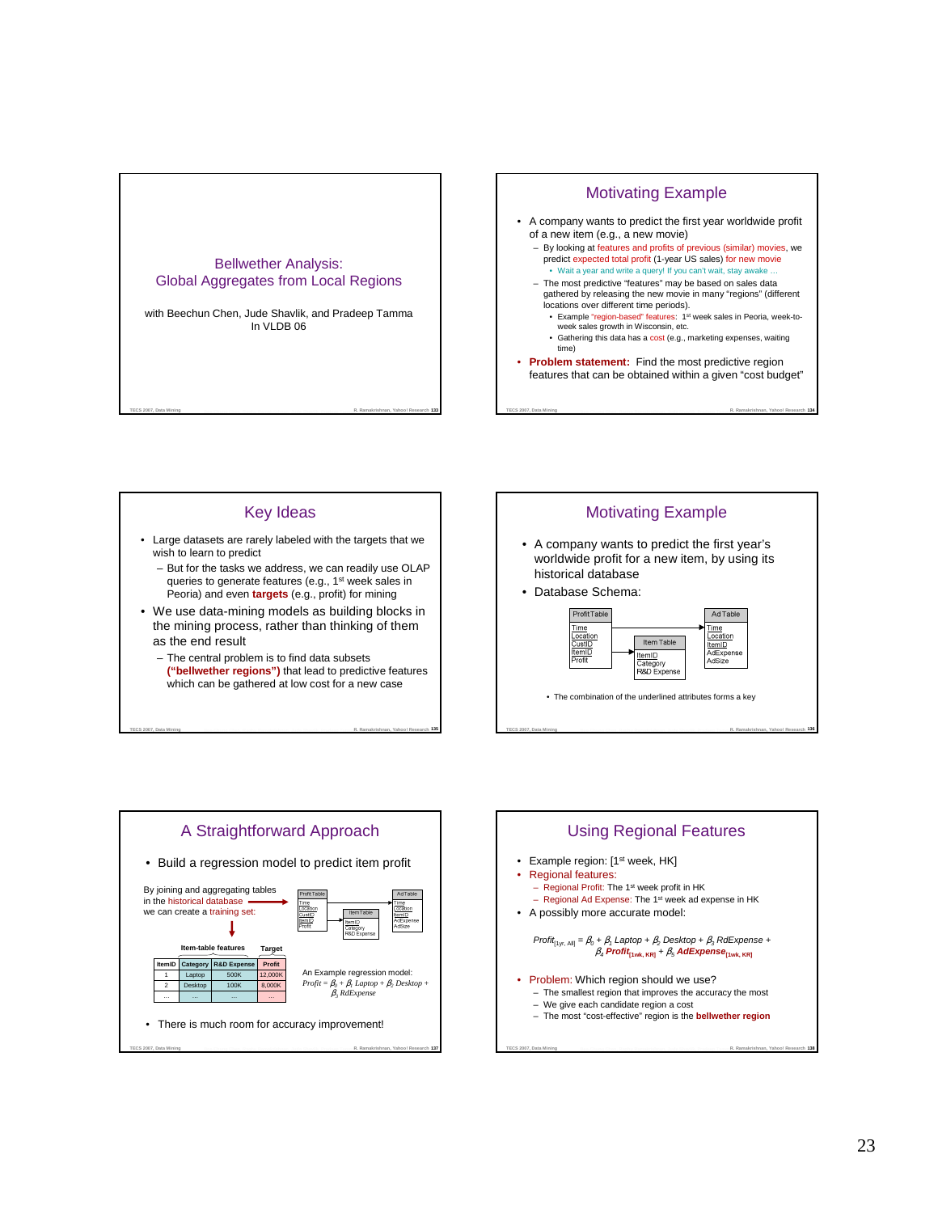## Bellwether Analysis: Global Aggregates from Local Regions

with Beechun Chen, Jude Shavlik, and Pradeep Tamma
In VLDB 06

## Motivating Example

- A company wants to predict the first year worldwide profit of a new item (e.g., a new movie)
  - By looking at features and profits of previous (similar) movies, we predict expected total profit (1-year US sales) for new movie
    - Wait a year and write a query! If you can't wait, stay awake …
  - The most predictive "features" may be based on sales data gathered by releasing the new movie in many "regions" (different locations over different time periods).
    - Example "region-based" features: 1st week sales in Peoria, week-to-week sales growth in Wisconsin, etc.
    - Gathering this data has a cost (e.g., marketing expenses, waiting time)
- **Problem statement:** Find the most predictive region features that can be obtained within a given "cost budget"

## Key Ideas

- Large datasets are rarely labeled with the targets that we wish to learn to predict
  - But for the tasks we address, we can readily use OLAP queries to generate features (e.g., 1st week sales in Peoria) and even **targets** (e.g., profit) for mining
- We use data-mining models as building blocks in the mining process, rather than thinking of them as the end result
  - The central problem is to find data subsets **("bellwether regions")** that lead to predictive features which can be gathered at low cost for a new case

## Motivating Example

- A company wants to predict the first year's worldwide profit for a new item, by using its historical database
- Database Schema:

ProfitTable: Time, Location, CustID, ItemID, Profit
ItemTable: ItemID, Category, R&D Expense
AdTable: Time, Location, ItemID, AdExpense, AdSize

- The combination of the underlined attributes forms a key

## A Straightforward Approach

- Build a regression model to predict item profit

By joining and aggregating tables in the historical database we can create a training set:

| ItemID | Category | R&D Expense | Profit |
|---|---|---|---|
| 1 | Laptop | 500K | 12,000K |
| 2 | Desktop | 100K | 8,000K |
| … | … | … | … |

(Item-table features: ItemID, Category, R&D Expense; Target: Profit)

An Example regression model:
$Profit = \beta_0 + \beta_1 Laptop + \beta_2 Desktop + \beta_3 RdExpense$

- There is much room for accuracy improvement!

## Using Regional Features

- Example region: [1st week, HK]
- Regional features:
  - Regional Profit: The 1st week profit in HK
  - Regional Ad Expense: The 1st week ad expense in HK
- A possibly more accurate model:

$$Profit_{[1yr,\,All]} = \beta_0 + \beta_1 Laptop + \beta_2 Desktop + \beta_3 RdExpense + \beta_4 \mathbf{Profit_{[1wk,\,KR]}} + \beta_5 \mathbf{AdExpense_{[1wk,\,KR]}}$$

- Problem: Which region should we use?
  - The smallest region that improves the accuracy the most
  - We give each candidate region a cost
  - The most "cost-effective" region is the **bellwether region**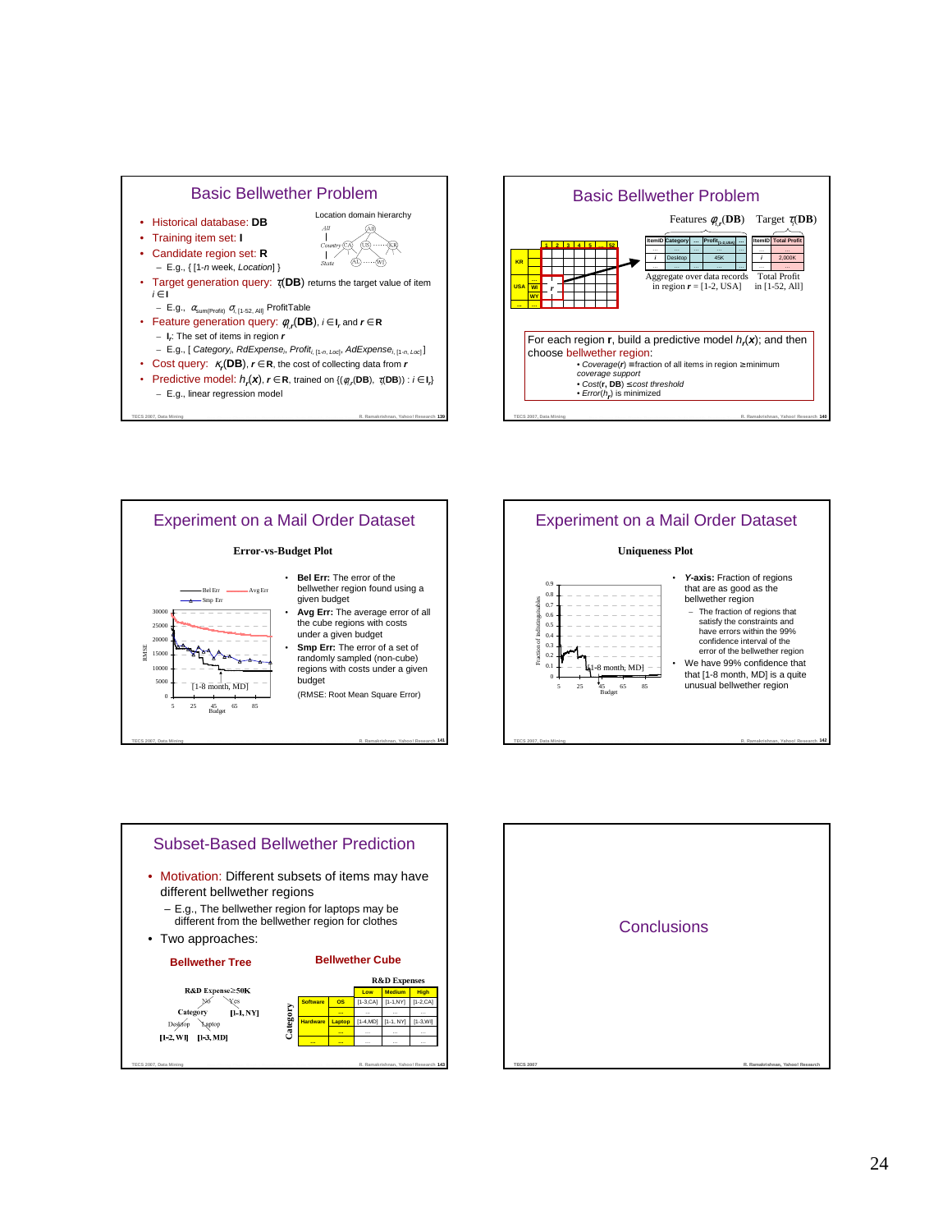## Basic Bellwether Problem

- Historical database: **DB**
- Training item set: **I**
- Candidate region set: **R**
  - E.g., { [1-*n* week, *Location*] }
- Target generation query: $\tau$(**DB**) returns the target value of item $i \in$ **I**
  - E.g., $\sigma_{sum(Profit)}\ \sigma_{i, [1\text{-}52, All]}$ ProfitTable
- Feature generation query: $\varphi_{i,r}$(**DB**), $i \in$ **I**$_r$ and $r \in$ **R**
  - **I**$_r$: The set of items in region $r$
  - E.g., [ *Category*$_i$, *RdExpense*$_i$, *Profit*$_{i, [1\text{-}n, Loc]}$, *AdExpense*$_{i, [1\text{-}n, Loc]}$ ]
- Cost query: $\kappa_r$(**DB**), $r \in$ **R**, the cost of collecting data from $r$
- Predictive model: $h_r(x)$, $r \in$ **R**, trained on {($\varphi_r$(**DB**), $\tau$(**DB**)) : $i \in$ **I**$_r$}
  - E.g., linear regression model

Location domain hierarchy: All → Country (CA, US, KR) → State (AL, WI)

## Basic Bellwether Problem

Features $\varphi_{i,r}$(**DB**) Target $\tau_i$(**DB**)

| ItemID | Category | … | Profit$_{[1\text{-}2,USA]}$ | … |
|---|---|---|---|---|
| … | … | | … | |
| $i$ | Desktop | | 45K | |
| … | … | | … | |

| ItemID | Total Profit |
|---|---|
| … | … |
| $i$ | 2,000K |
| … | … |

Aggregate over data records in region $r$ = [1-2, USA]

Total Profit in [1-52, All]

For each region **r**, build a predictive model $h_r(x)$; and then choose bellwether region:
- *Coverage*(*r*) ≥ fraction of all items in region ≥ minimum coverage support
- *Cost*(**r**, **DB**) ≤ *cost threshold*
- *Error*($h_r$) is minimized

## Experiment on a Mail Order Dataset

**Error-vs-Budget Plot**

- **Bel Err:** The error of the bellwether region found using a given budget
- **Avg Err:** The average error of all the cube regions with costs under a given budget
- **Smp Err:** The error of a set of randomly sampled (non-cube) regions with costs under a given budget

(RMSE: Root Mean Square Error)

## Experiment on a Mail Order Dataset

**Uniqueness Plot**

- ***Y*-axis:** Fraction of regions that are as good as the bellwether region
  - The fraction of regions that satisfy the constraints and have errors within the 99% confidence interval of the error of the bellwether region
- We have 99% confidence that that [1-8 month, MD] is a quite unusual bellwether region

## Subset-Based Bellwether Prediction

- Motivation: Different subsets of items may have different bellwether regions
  - E.g., The bellwether region for laptops may be different from the bellwether region for clothes
- Two approaches:

**Bellwether Tree**

R&D Expense ≥ 50K: No → Category (Desktop → [1-2, WI]; Laptop → [1-3, MD]); Yes → [1-1, NY]

**Bellwether Cube**

| Category | | R&D Expenses: Low | Medium | High |
|---|---|---|---|---|
| Software | OS | [1-3,CA] | [1-1,NY] | [1-2,CA] |
| | … | … | … | … |
| Hardware | Laptop | [1-4,MD] | [1-1, NY] | [1-3,WI] |
| | … | … | … | … |
| … | … | … | … | … |

## Conclusions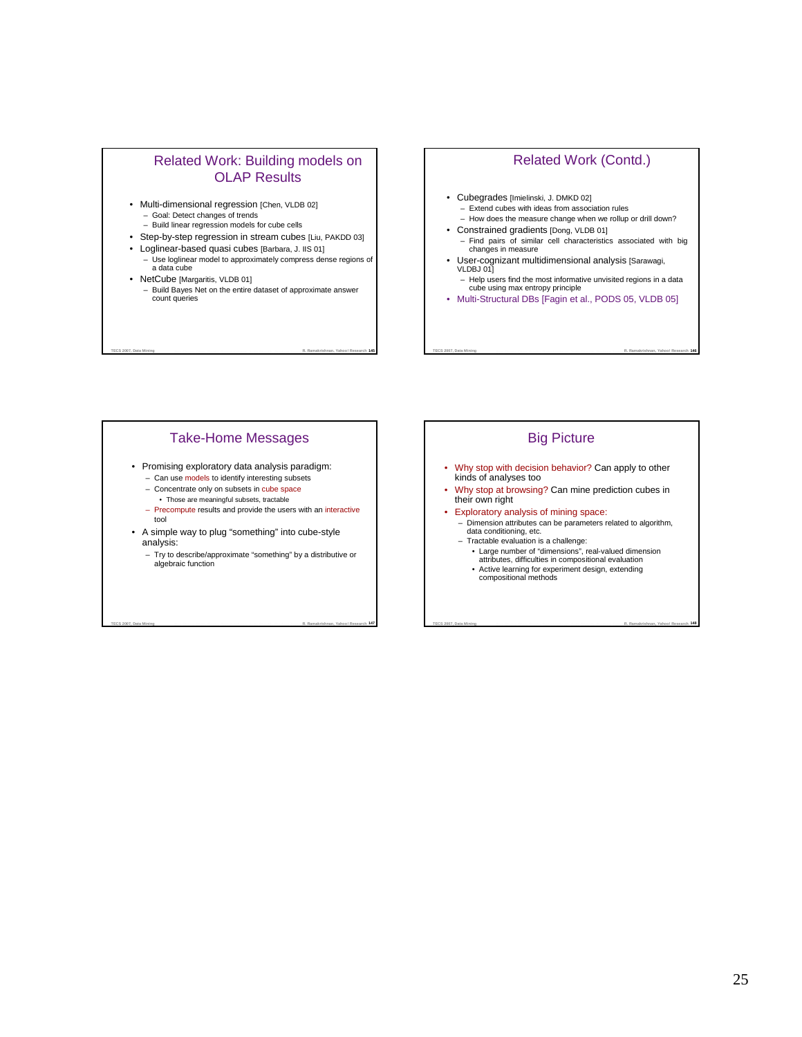## Related Work: Building models on OLAP Results

- Multi-dimensional regression [Chen, VLDB 02]
  - Goal: Detect changes of trends
  - Build linear regression models for cube cells
- Step-by-step regression in stream cubes [Liu, PAKDD 03]
- Loglinear-based quasi cubes [Barbara, J. IIS 01]
  - Use loglinear model to approximately compress dense regions of a data cube
- NetCube [Margaritis, VLDB 01]
  - Build Bayes Net on the entire dataset of approximate answer count queries

## Related Work (Contd.)

- Cubegrades [Imielinski, J. DMKD 02]
  - Extend cubes with ideas from association rules
  - How does the measure change when we rollup or drill down?
- Constrained gradients [Dong, VLDB 01]
  - Find pairs of similar cell characteristics associated with big changes in measure
- User-cognizant multidimensional analysis [Sarawagi, VLDBJ 01]
  - Help users find the most informative unvisited regions in a data cube using max entropy principle
- Multi-Structural DBs [Fagin et al., PODS 05, VLDB 05]

## Take-Home Messages

- Promising exploratory data analysis paradigm:
  - Can use models to identify interesting subsets
  - Concentrate only on subsets in cube space
    - Those are meaningful subsets, tractable
  - Precompute results and provide the users with an interactive tool
- A simple way to plug "something" into cube-style analysis:
  - Try to describe/approximate "something" by a distributive or algebraic function

## Big Picture

- Why stop with decision behavior? Can apply to other kinds of analyses too
- Why stop at browsing? Can mine prediction cubes in their own right
- Exploratory analysis of mining space:
  - Dimension attributes can be parameters related to algorithm, data conditioning, etc.
  - Tractable evaluation is a challenge:
    - Large number of "dimensions", real-valued dimension attributes, difficulties in compositional evaluation
    - Active learning for experiment design, extending compositional methods